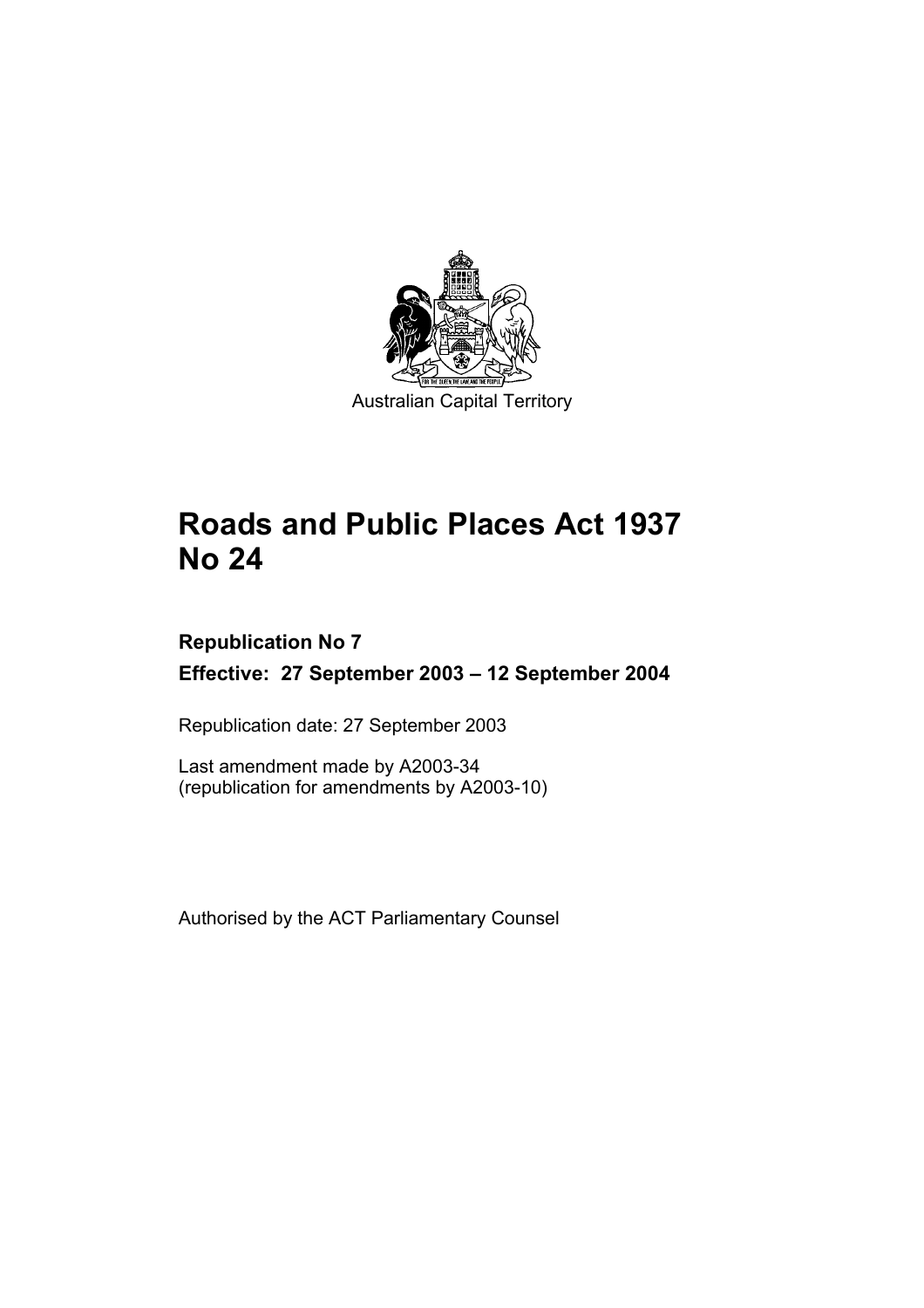Australian Capital Territory

# Roads and Public Places Act 1937 No 24

**Republication No 7**

**Effective: 27 September 2003 – 12 September 2004**

Republication date: 27 September 2003

Last amendment made by A2003-34
(republication for amendments by A2003-10)

Authorised by the ACT Parliamentary Counsel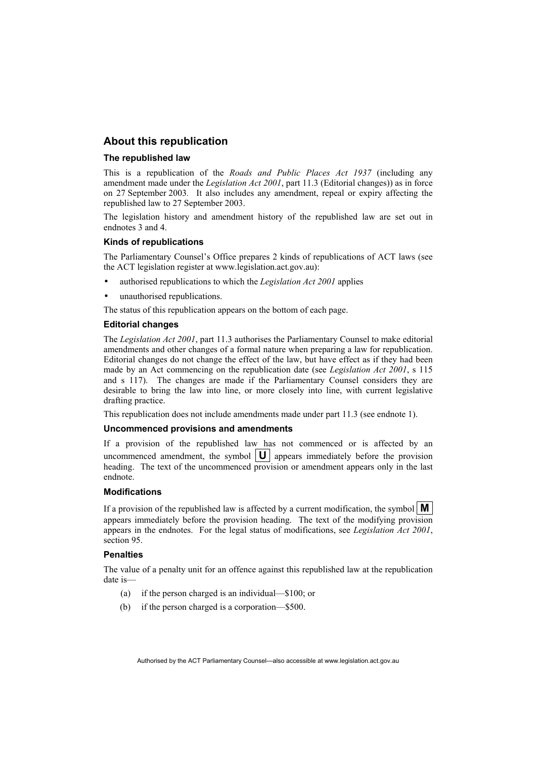## About this republication

### The republished law

This is a republication of the *Roads and Public Places Act 1937* (including any amendment made under the *Legislation Act 2001*, part 11.3 (Editorial changes)) as in force on 27 September 2003*.* It also includes any amendment, repeal or expiry affecting the republished law to 27 September 2003.

The legislation history and amendment history of the republished law are set out in endnotes 3 and 4.

### Kinds of republications

The Parliamentary Counsel's Office prepares 2 kinds of republications of ACT laws (see the ACT legislation register at www.legislation.act.gov.au):

- authorised republications to which the *Legislation Act 2001* applies
- unauthorised republications.

The status of this republication appears on the bottom of each page.

### Editorial changes

The *Legislation Act 2001*, part 11.3 authorises the Parliamentary Counsel to make editorial amendments and other changes of a formal nature when preparing a law for republication. Editorial changes do not change the effect of the law, but have effect as if they had been made by an Act commencing on the republication date (see *Legislation Act 2001*, s 115 and s 117). The changes are made if the Parliamentary Counsel considers they are desirable to bring the law into line, or more closely into line, with current legislative drafting practice.

This republication does not include amendments made under part 11.3 (see endnote 1).

### Uncommenced provisions and amendments

If a provision of the republished law has not commenced or is affected by an uncommenced amendment, the symbol **U** appears immediately before the provision heading. The text of the uncommenced provision or amendment appears only in the last endnote.

### Modifications

If a provision of the republished law is affected by a current modification, the symbol **M** appears immediately before the provision heading. The text of the modifying provision appears in the endnotes. For the legal status of modifications, see *Legislation Act 2001*, section 95.

### Penalties

The value of a penalty unit for an offence against this republished law at the republication date is—

(a) if the person charged is an individual—$100; or

(b) if the person charged is a corporation—$500.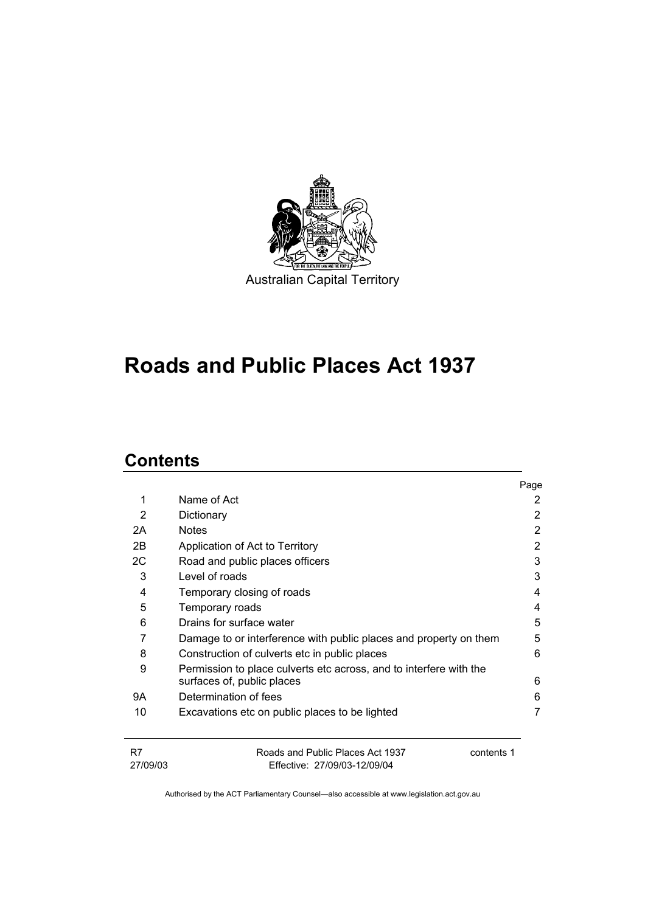Australian Capital Territory

# Roads and Public Places Act 1937

## Contents

| | | Page |
|---|---|---|
| 1 | Name of Act | 2 |
| 2 | Dictionary | 2 |
| 2A | Notes | 2 |
| 2B | Application of Act to Territory | 2 |
| 2C | Road and public places officers | 3 |
| 3 | Level of roads | 3 |
| 4 | Temporary closing of roads | 4 |
| 5 | Temporary roads | 4 |
| 6 | Drains for surface water | 5 |
| 7 | Damage to or interference with public places and property on them | 5 |
| 8 | Construction of culverts etc in public places | 6 |
| 9 | Permission to place culverts etc across, and to interfere with the surfaces of, public places | 6 |
| 9A | Determination of fees | 6 |
| 10 | Excavations etc on public places to be lighted | 7 |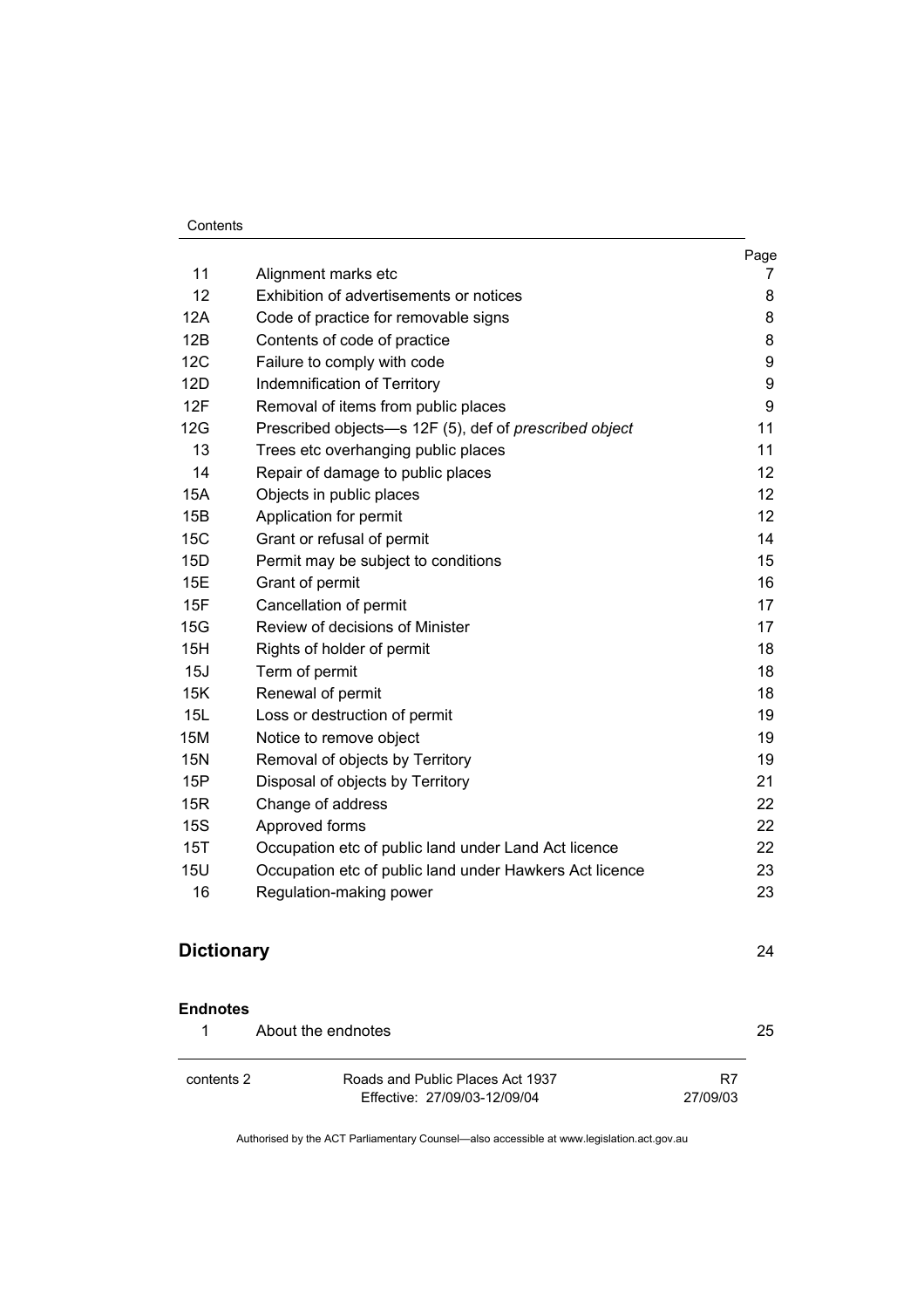| | | Page |
|---|---|---|
| 11 | Alignment marks etc | 7 |
| 12 | Exhibition of advertisements or notices | 8 |
| 12A | Code of practice for removable signs | 8 |
| 12B | Contents of code of practice | 8 |
| 12C | Failure to comply with code | 9 |
| 12D | Indemnification of Territory | 9 |
| 12F | Removal of items from public places | 9 |
| 12G | Prescribed objects—s 12F (5), def of *prescribed object* | 11 |
| 13 | Trees etc overhanging public places | 11 |
| 14 | Repair of damage to public places | 12 |
| 15A | Objects in public places | 12 |
| 15B | Application for permit | 12 |
| 15C | Grant or refusal of permit | 14 |
| 15D | Permit may be subject to conditions | 15 |
| 15E | Grant of permit | 16 |
| 15F | Cancellation of permit | 17 |
| 15G | Review of decisions of Minister | 17 |
| 15H | Rights of holder of permit | 18 |
| 15J | Term of permit | 18 |
| 15K | Renewal of permit | 18 |
| 15L | Loss or destruction of permit | 19 |
| 15M | Notice to remove object | 19 |
| 15N | Removal of objects by Territory | 19 |
| 15P | Disposal of objects by Territory | 21 |
| 15R | Change of address | 22 |
| 15S | Approved forms | 22 |
| 15T | Occupation etc of public land under Land Act licence | 22 |
| 15U | Occupation etc of public land under Hawkers Act licence | 23 |
| 16 | Regulation-making power | 23 |

## Dictionary 24

**Endnotes**

| | | |
|---|---|---|
| 1 | About the endnotes | 25 |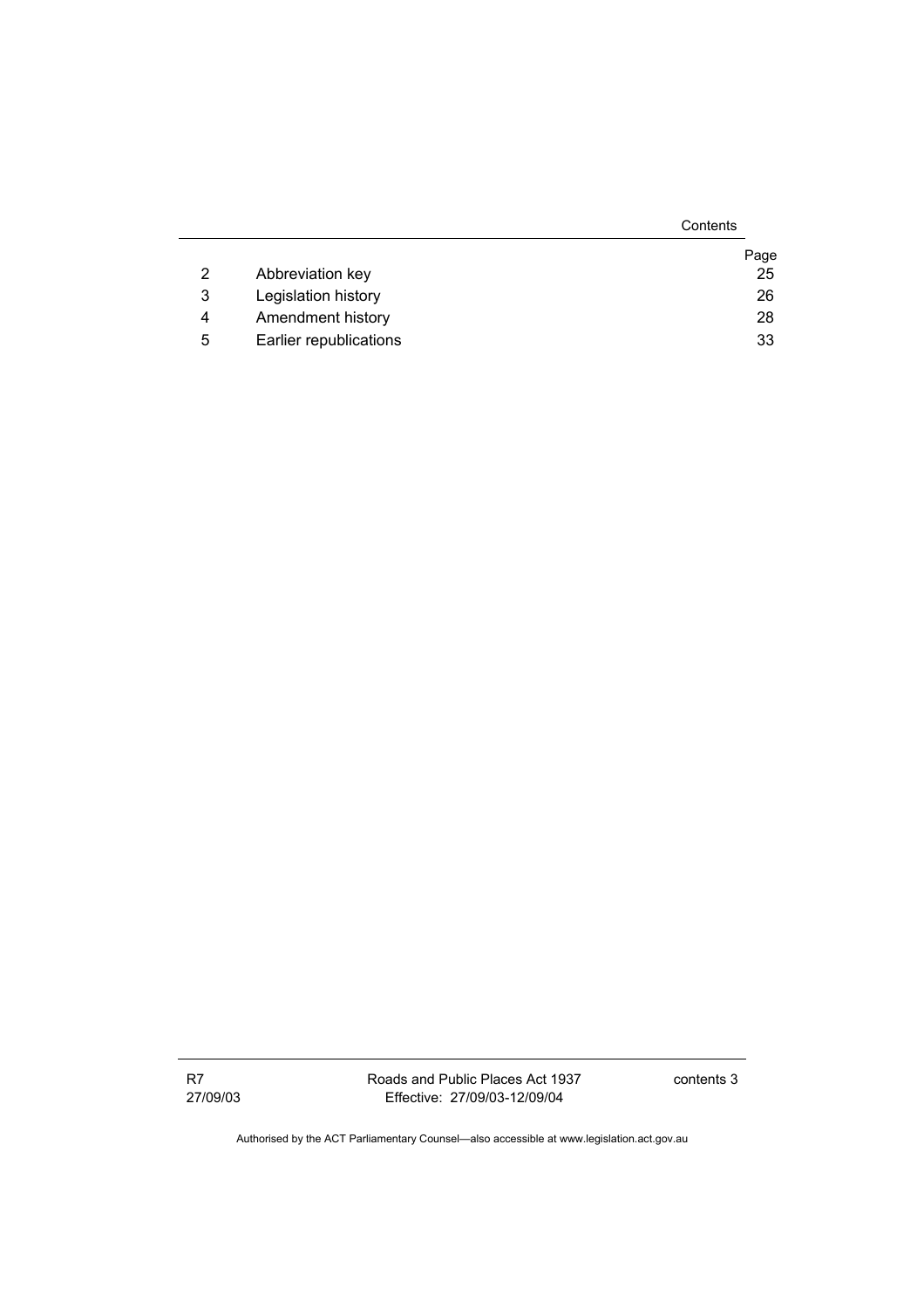| | | Page |
|---|---|---|
| 2 | Abbreviation key | 25 |
| 3 | Legislation history | 26 |
| 4 | Amendment history | 28 |
| 5 | Earlier republications | 33 |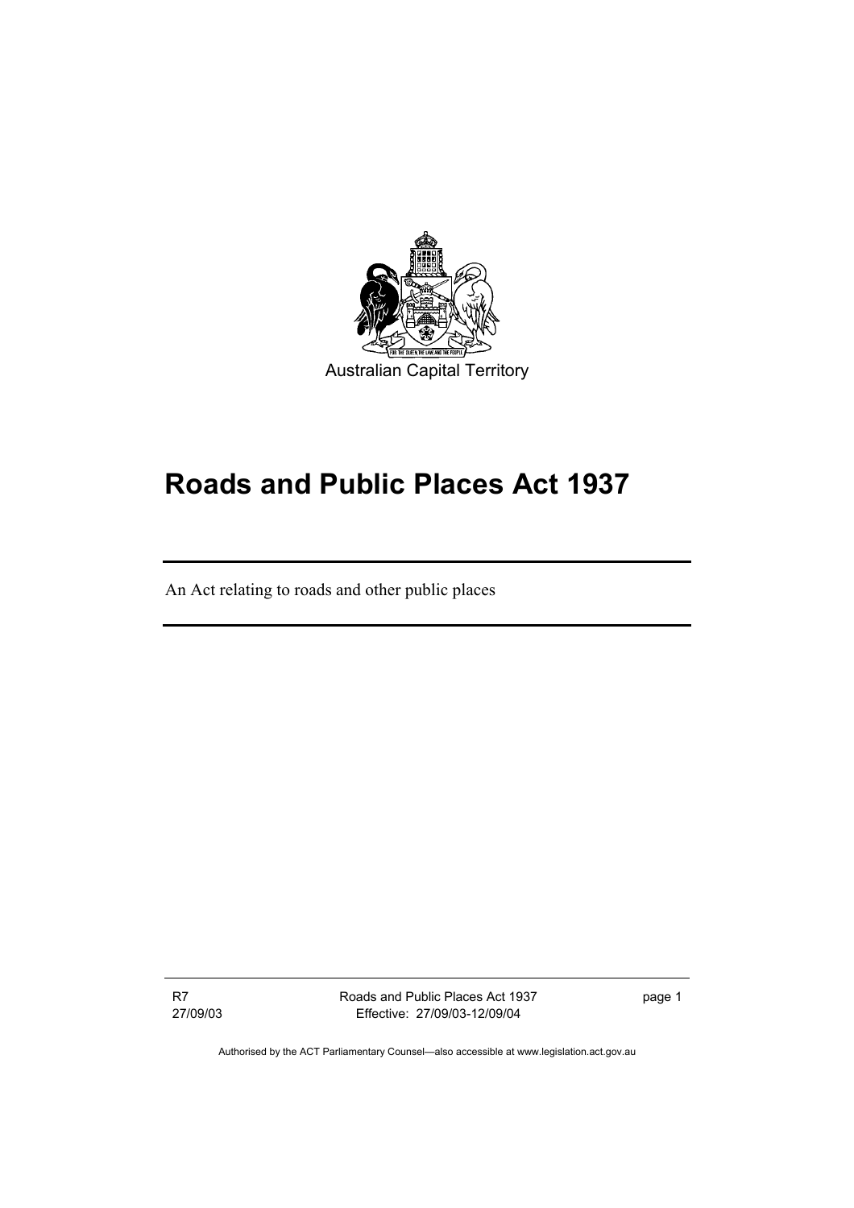Australian Capital Territory

# Roads and Public Places Act 1937

An Act relating to roads and other public places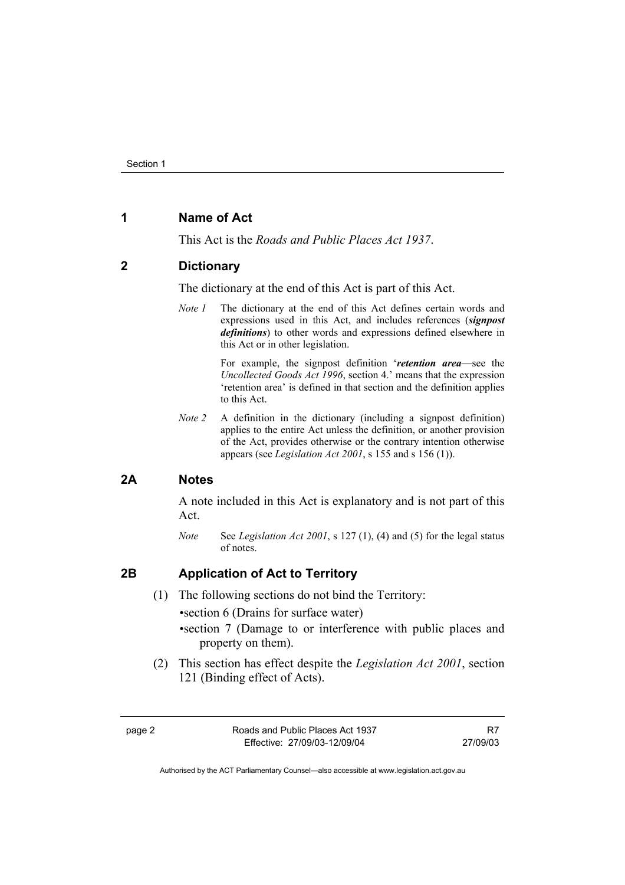## 1 Name of Act

This Act is the *Roads and Public Places Act 1937*.

## 2 Dictionary

The dictionary at the end of this Act is part of this Act.

*Note 1* The dictionary at the end of this Act defines certain words and expressions used in this Act, and includes references (***signpost definitions***) to other words and expressions defined elsewhere in this Act or in other legislation.

For example, the signpost definition '***retention area***—see the *Uncollected Goods Act 1996*, section 4.' means that the expression 'retention area' is defined in that section and the definition applies to this Act.

*Note 2* A definition in the dictionary (including a signpost definition) applies to the entire Act unless the definition, or another provision of the Act, provides otherwise or the contrary intention otherwise appears (see *Legislation Act 2001*, s 155 and s 156 (1)).

## 2A Notes

A note included in this Act is explanatory and is not part of this Act.

*Note* See *Legislation Act 2001*, s 127 (1), (4) and (5) for the legal status of notes.

## 2B Application of Act to Territory

(1) The following sections do not bind the Territory:

- section 6 (Drains for surface water)
- section 7 (Damage to or interference with public places and property on them).

(2) This section has effect despite the *Legislation Act 2001*, section 121 (Binding effect of Acts).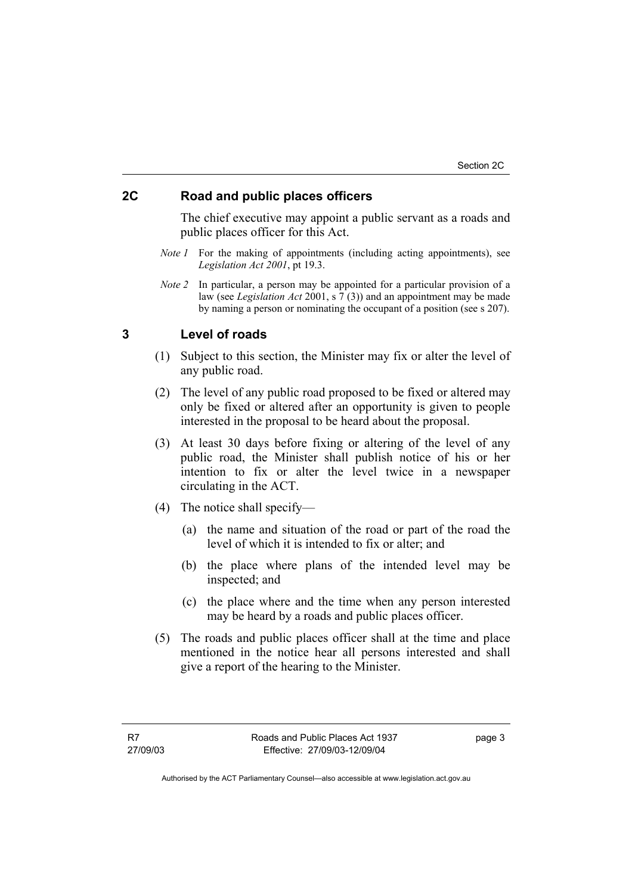## 2C Road and public places officers

The chief executive may appoint a public servant as a roads and public places officer for this Act.

*Note 1* For the making of appointments (including acting appointments), see *Legislation Act 2001*, pt 19.3.

*Note 2* In particular, a person may be appointed for a particular provision of a law (see *Legislation Act* 2001, s 7 (3)) and an appointment may be made by naming a person or nominating the occupant of a position (see s 207).

## 3 Level of roads

(1) Subject to this section, the Minister may fix or alter the level of any public road.

(2) The level of any public road proposed to be fixed or altered may only be fixed or altered after an opportunity is given to people interested in the proposal to be heard about the proposal.

(3) At least 30 days before fixing or altering of the level of any public road, the Minister shall publish notice of his or her intention to fix or alter the level twice in a newspaper circulating in the ACT.

(4) The notice shall specify—

(a) the name and situation of the road or part of the road the level of which it is intended to fix or alter; and

(b) the place where plans of the intended level may be inspected; and

(c) the place where and the time when any person interested may be heard by a roads and public places officer.

(5) The roads and public places officer shall at the time and place mentioned in the notice hear all persons interested and shall give a report of the hearing to the Minister.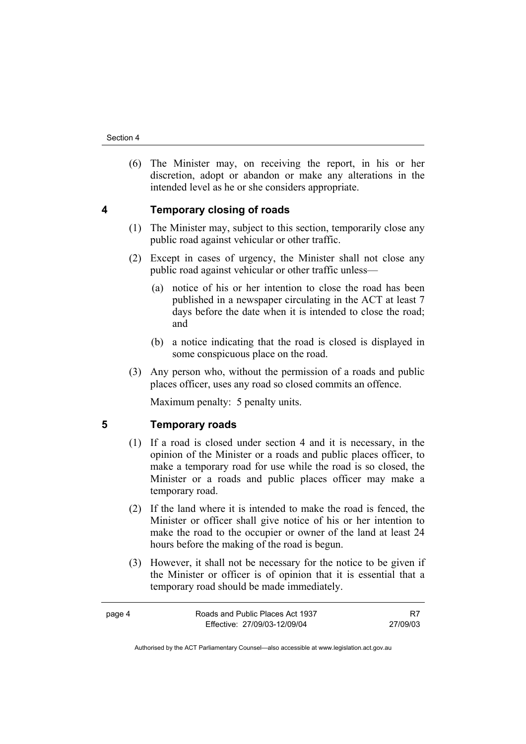(6) The Minister may, on receiving the report, in his or her discretion, adopt or abandon or make any alterations in the intended level as he or she considers appropriate.

## 4 Temporary closing of roads

(1) The Minister may, subject to this section, temporarily close any public road against vehicular or other traffic.

(2) Except in cases of urgency, the Minister shall not close any public road against vehicular or other traffic unless—

(a) notice of his or her intention to close the road has been published in a newspaper circulating in the ACT at least 7 days before the date when it is intended to close the road; and

(b) a notice indicating that the road is closed is displayed in some conspicuous place on the road.

(3) Any person who, without the permission of a roads and public places officer, uses any road so closed commits an offence.

Maximum penalty: 5 penalty units.

## 5 Temporary roads

(1) If a road is closed under section 4 and it is necessary, in the opinion of the Minister or a roads and public places officer, to make a temporary road for use while the road is so closed, the Minister or a roads and public places officer may make a temporary road.

(2) If the land where it is intended to make the road is fenced, the Minister or officer shall give notice of his or her intention to make the road to the occupier or owner of the land at least 24 hours before the making of the road is begun.

(3) However, it shall not be necessary for the notice to be given if the Minister or officer is of opinion that it is essential that a temporary road should be made immediately.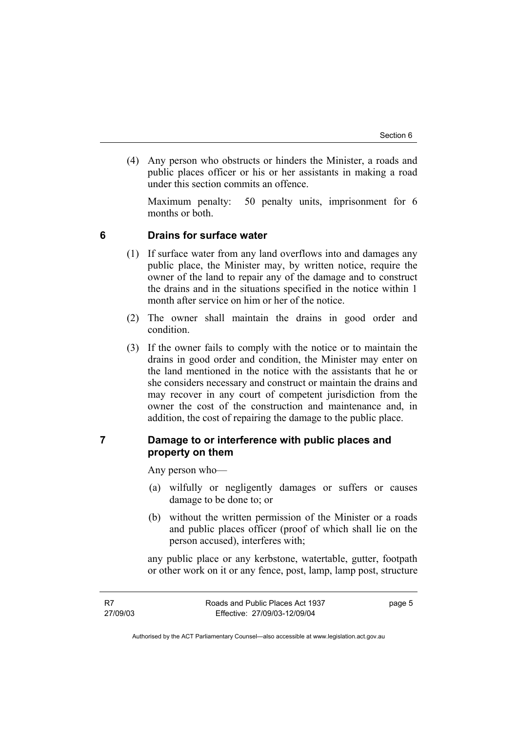(4) Any person who obstructs or hinders the Minister, a roads and public places officer or his or her assistants in making a road under this section commits an offence.

Maximum penalty: 50 penalty units, imprisonment for 6 months or both.

## 6 Drains for surface water

(1) If surface water from any land overflows into and damages any public place, the Minister may, by written notice, require the owner of the land to repair any of the damage and to construct the drains and in the situations specified in the notice within 1 month after service on him or her of the notice.

(2) The owner shall maintain the drains in good order and condition.

(3) If the owner fails to comply with the notice or to maintain the drains in good order and condition, the Minister may enter on the land mentioned in the notice with the assistants that he or she considers necessary and construct or maintain the drains and may recover in any court of competent jurisdiction from the owner the cost of the construction and maintenance and, in addition, the cost of repairing the damage to the public place.

## 7 Damage to or interference with public places and property on them

Any person who—

(a) wilfully or negligently damages or suffers or causes damage to be done to; or

(b) without the written permission of the Minister or a roads and public places officer (proof of which shall lie on the person accused), interferes with;

any public place or any kerbstone, watertable, gutter, footpath or other work on it or any fence, post, lamp, lamp post, structure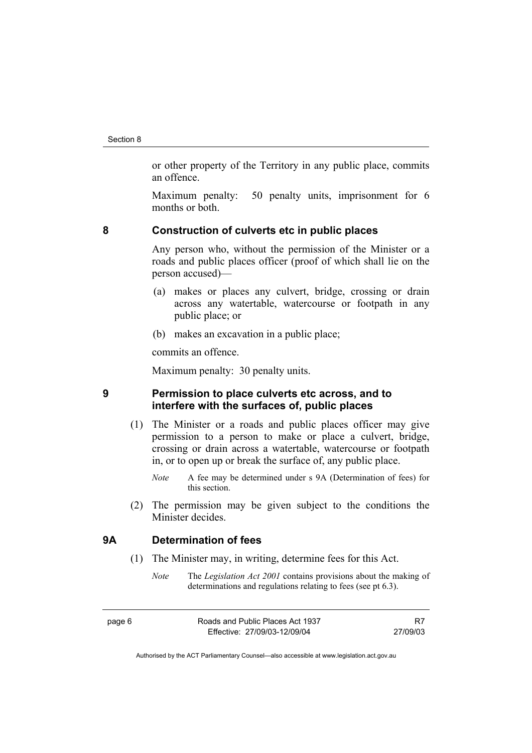or other property of the Territory in any public place, commits an offence.

Maximum penalty: 50 penalty units, imprisonment for 6 months or both.

## 8 Construction of culverts etc in public places

Any person who, without the permission of the Minister or a roads and public places officer (proof of which shall lie on the person accused)—

(a) makes or places any culvert, bridge, crossing or drain across any watertable, watercourse or footpath in any public place; or

(b) makes an excavation in a public place;

commits an offence.

Maximum penalty: 30 penalty units.

## 9 Permission to place culverts etc across, and to interfere with the surfaces of, public places

(1) The Minister or a roads and public places officer may give permission to a person to make or place a culvert, bridge, crossing or drain across a watertable, watercourse or footpath in, or to open up or break the surface of, any public place.

*Note* A fee may be determined under s 9A (Determination of fees) for this section.

(2) The permission may be given subject to the conditions the Minister decides.

## 9A Determination of fees

(1) The Minister may, in writing, determine fees for this Act.

*Note* The *Legislation Act 2001* contains provisions about the making of determinations and regulations relating to fees (see pt 6.3).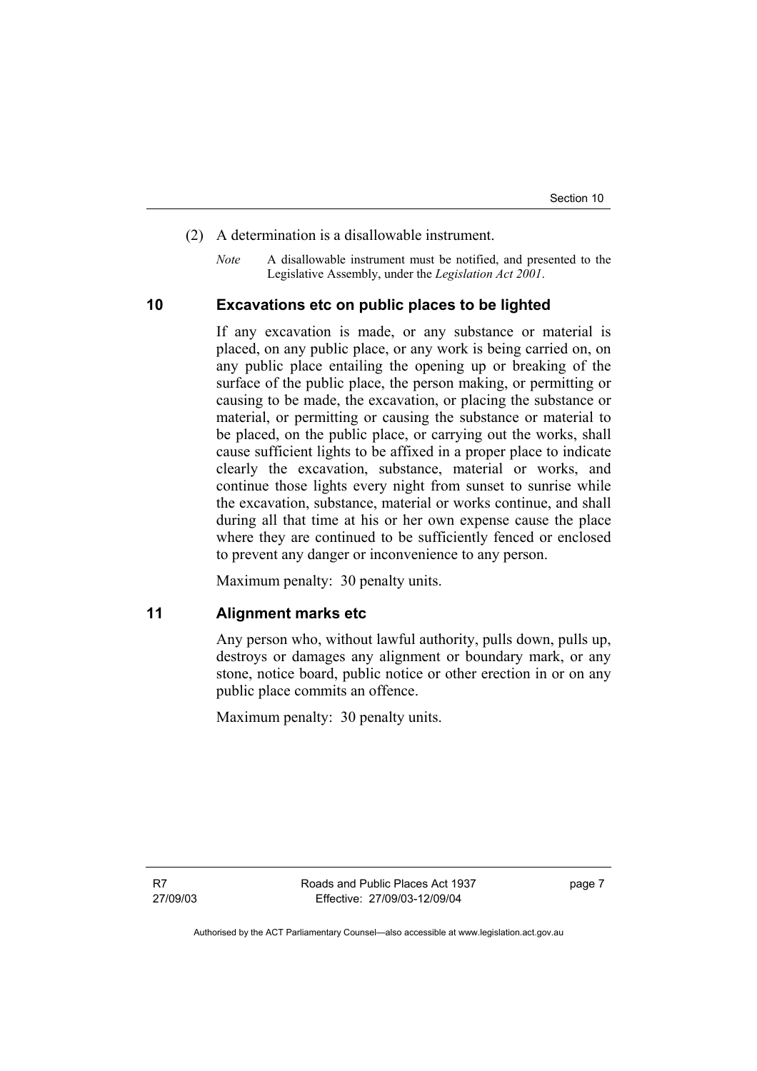(2) A determination is a disallowable instrument.

*Note* A disallowable instrument must be notified, and presented to the Legislative Assembly, under the *Legislation Act 2001*.

## 10 Excavations etc on public places to be lighted

If any excavation is made, or any substance or material is placed, on any public place, or any work is being carried on, on any public place entailing the opening up or breaking of the surface of the public place, the person making, or permitting or causing to be made, the excavation, or placing the substance or material, or permitting or causing the substance or material to be placed, on the public place, or carrying out the works, shall cause sufficient lights to be affixed in a proper place to indicate clearly the excavation, substance, material or works, and continue those lights every night from sunset to sunrise while the excavation, substance, material or works continue, and shall during all that time at his or her own expense cause the place where they are continued to be sufficiently fenced or enclosed to prevent any danger or inconvenience to any person.

Maximum penalty: 30 penalty units.

## 11 Alignment marks etc

Any person who, without lawful authority, pulls down, pulls up, destroys or damages any alignment or boundary mark, or any stone, notice board, public notice or other erection in or on any public place commits an offence.

Maximum penalty: 30 penalty units.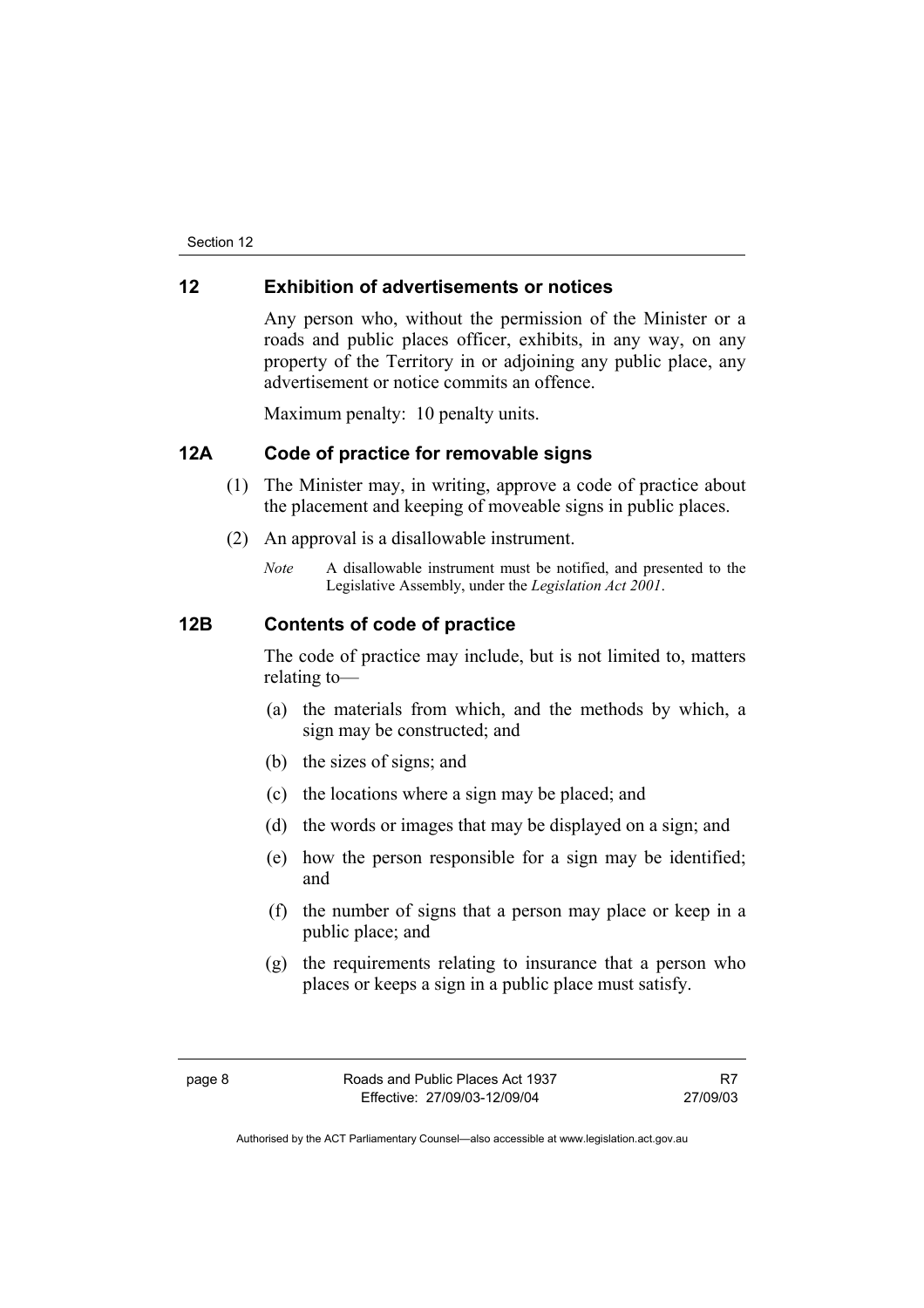## 12 Exhibition of advertisements or notices

Any person who, without the permission of the Minister or a roads and public places officer, exhibits, in any way, on any property of the Territory in or adjoining any public place, any advertisement or notice commits an offence.

Maximum penalty: 10 penalty units.

## 12A Code of practice for removable signs

(1) The Minister may, in writing, approve a code of practice about the placement and keeping of moveable signs in public places.

(2) An approval is a disallowable instrument.

*Note* A disallowable instrument must be notified, and presented to the Legislative Assembly, under the *Legislation Act 2001*.

## 12B Contents of code of practice

The code of practice may include, but is not limited to, matters relating to—

(a) the materials from which, and the methods by which, a sign may be constructed; and

(b) the sizes of signs; and

(c) the locations where a sign may be placed; and

(d) the words or images that may be displayed on a sign; and

(e) how the person responsible for a sign may be identified; and

(f) the number of signs that a person may place or keep in a public place; and

(g) the requirements relating to insurance that a person who places or keeps a sign in a public place must satisfy.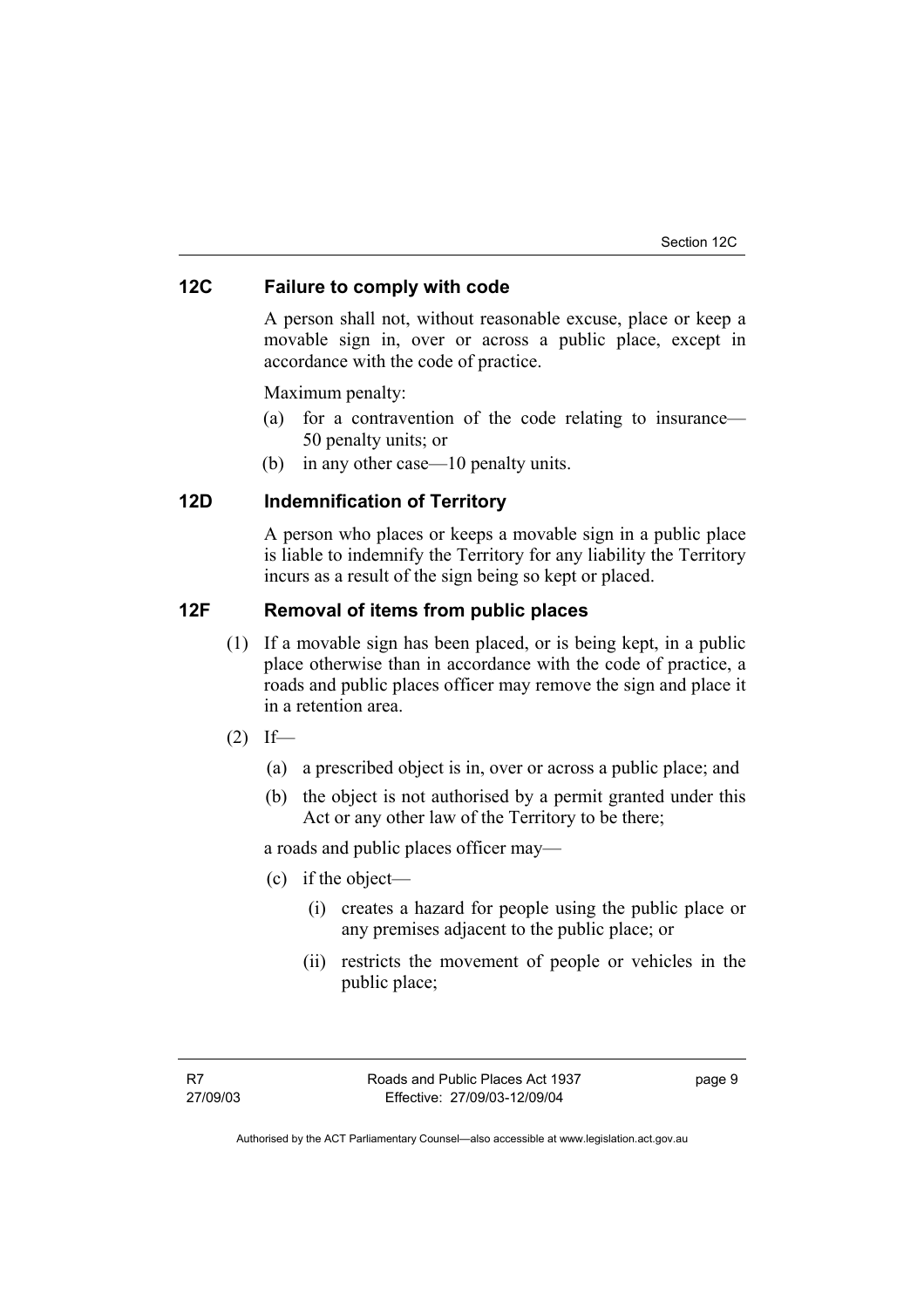## 12C Failure to comply with code

A person shall not, without reasonable excuse, place or keep a movable sign in, over or across a public place, except in accordance with the code of practice.

Maximum penalty:

(a) for a contravention of the code relating to insurance—50 penalty units; or

(b) in any other case—10 penalty units.

## 12D Indemnification of Territory

A person who places or keeps a movable sign in a public place is liable to indemnify the Territory for any liability the Territory incurs as a result of the sign being so kept or placed.

## 12F Removal of items from public places

(1) If a movable sign has been placed, or is being kept, in a public place otherwise than in accordance with the code of practice, a roads and public places officer may remove the sign and place it in a retention area.

(2) If—

(a) a prescribed object is in, over or across a public place; and

(b) the object is not authorised by a permit granted under this Act or any other law of the Territory to be there;

a roads and public places officer may—

(c) if the object—

(i) creates a hazard for people using the public place or any premises adjacent to the public place; or

(ii) restricts the movement of people or vehicles in the public place;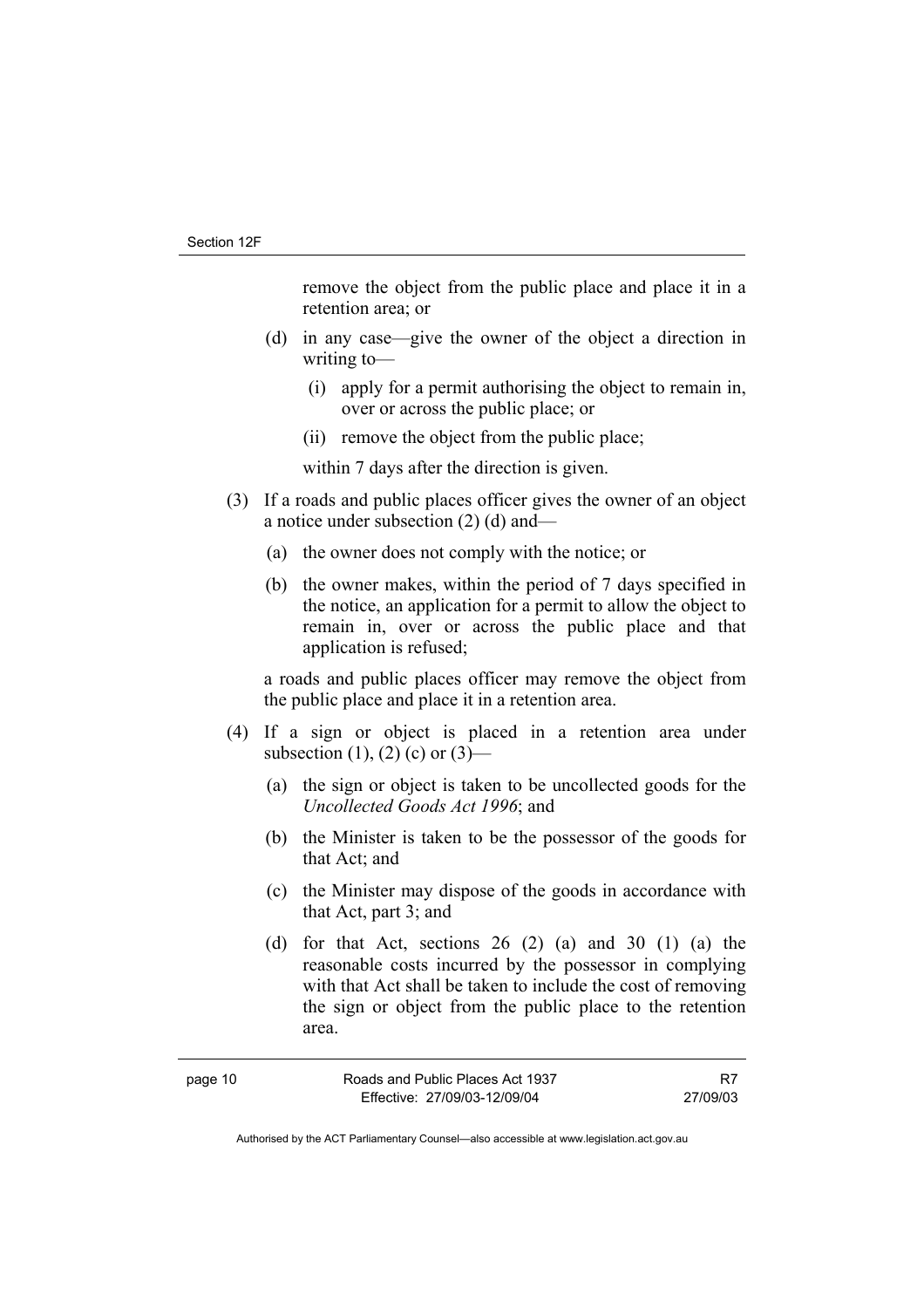remove the object from the public place and place it in a retention area; or

(d) in any case—give the owner of the object a direction in writing to—

(i) apply for a permit authorising the object to remain in, over or across the public place; or

(ii) remove the object from the public place;

within 7 days after the direction is given.

(3) If a roads and public places officer gives the owner of an object a notice under subsection (2) (d) and—

(a) the owner does not comply with the notice; or

(b) the owner makes, within the period of 7 days specified in the notice, an application for a permit to allow the object to remain in, over or across the public place and that application is refused;

a roads and public places officer may remove the object from the public place and place it in a retention area.

(4) If a sign or object is placed in a retention area under subsection (1), (2) (c) or (3)—

(a) the sign or object is taken to be uncollected goods for the *Uncollected Goods Act 1996*; and

(b) the Minister is taken to be the possessor of the goods for that Act; and

(c) the Minister may dispose of the goods in accordance with that Act, part 3; and

(d) for that Act, sections 26 (2) (a) and 30 (1) (a) the reasonable costs incurred by the possessor in complying with that Act shall be taken to include the cost of removing the sign or object from the public place to the retention area.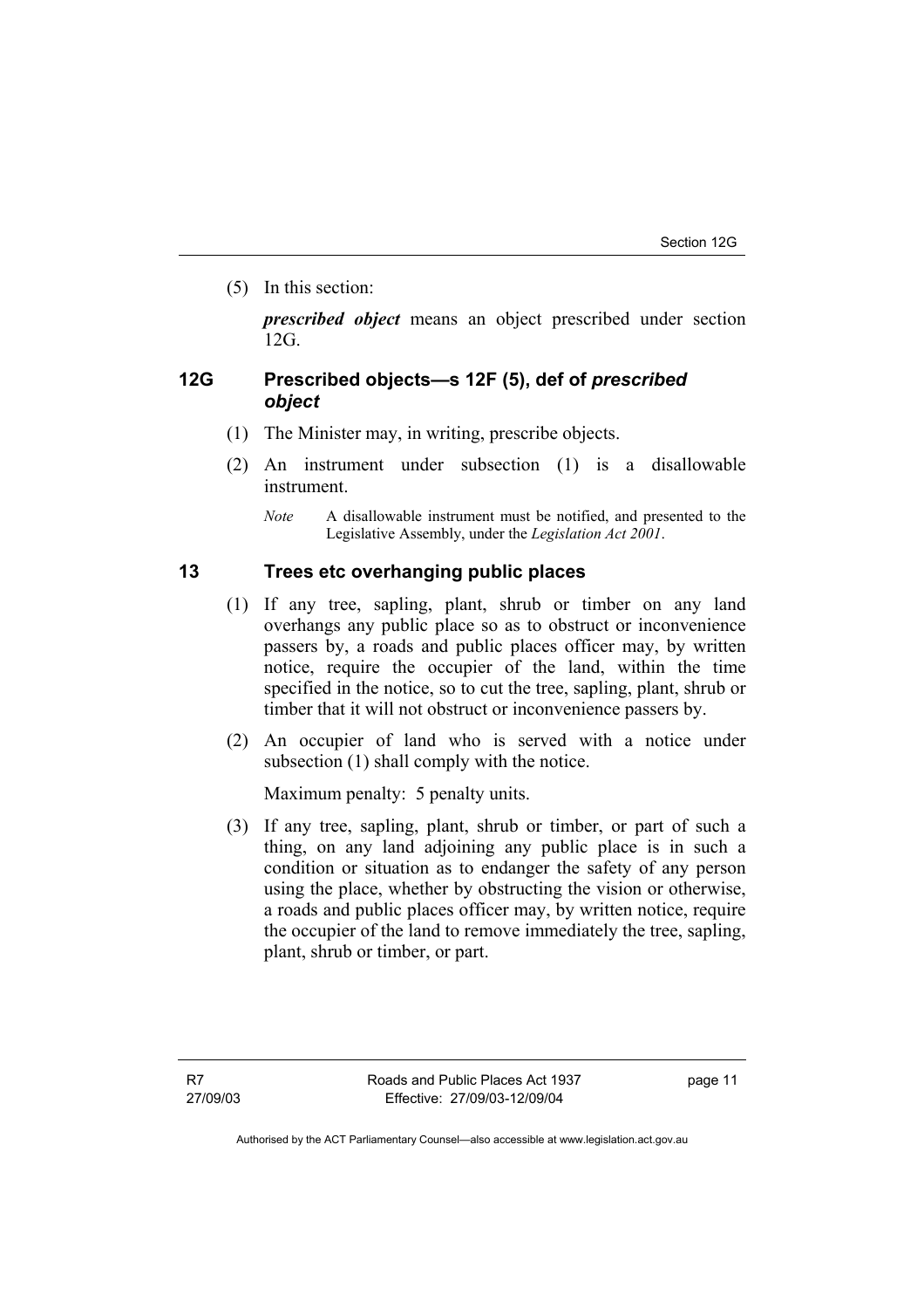(5) In this section:

*__prescribed object__* means an object prescribed under section 12G.

## 12G Prescribed objects—s 12F (5), def of *prescribed object*

(1) The Minister may, in writing, prescribe objects.

(2) An instrument under subsection (1) is a disallowable instrument.

*Note* A disallowable instrument must be notified, and presented to the Legislative Assembly, under the *Legislation Act 2001*.

## 13 Trees etc overhanging public places

(1) If any tree, sapling, plant, shrub or timber on any land overhangs any public place so as to obstruct or inconvenience passers by, a roads and public places officer may, by written notice, require the occupier of the land, within the time specified in the notice, so to cut the tree, sapling, plant, shrub or timber that it will not obstruct or inconvenience passers by.

(2) An occupier of land who is served with a notice under subsection (1) shall comply with the notice.

Maximum penalty: 5 penalty units.

(3) If any tree, sapling, plant, shrub or timber, or part of such a thing, on any land adjoining any public place is in such a condition or situation as to endanger the safety of any person using the place, whether by obstructing the vision or otherwise, a roads and public places officer may, by written notice, require the occupier of the land to remove immediately the tree, sapling, plant, shrub or timber, or part.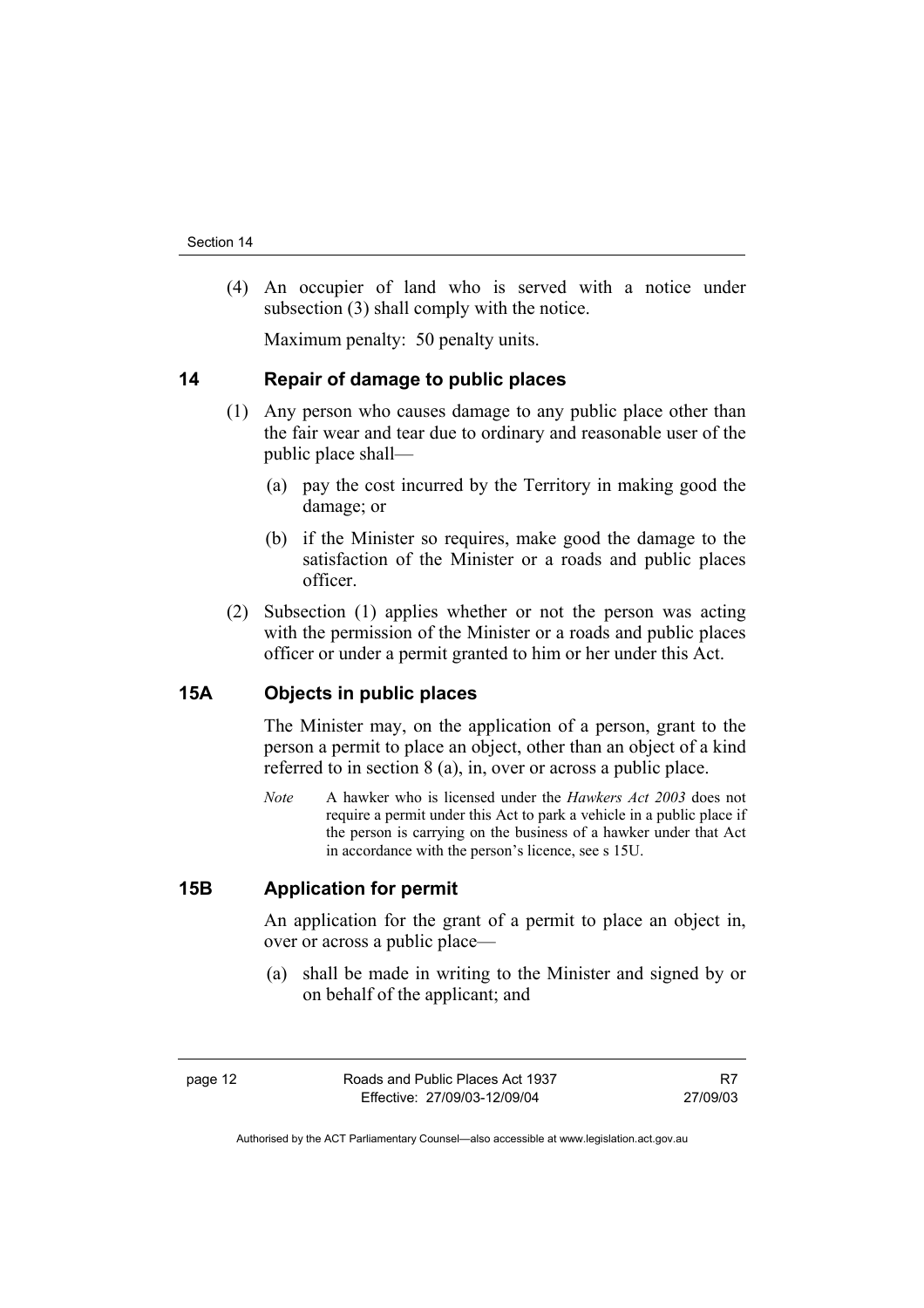(4) An occupier of land who is served with a notice under subsection (3) shall comply with the notice.

Maximum penalty: 50 penalty units.

## 14 Repair of damage to public places

(1) Any person who causes damage to any public place other than the fair wear and tear due to ordinary and reasonable user of the public place shall—

(a) pay the cost incurred by the Territory in making good the damage; or

(b) if the Minister so requires, make good the damage to the satisfaction of the Minister or a roads and public places officer.

(2) Subsection (1) applies whether or not the person was acting with the permission of the Minister or a roads and public places officer or under a permit granted to him or her under this Act.

## 15A Objects in public places

The Minister may, on the application of a person, grant to the person a permit to place an object, other than an object of a kind referred to in section 8 (a), in, over or across a public place.

*Note* A hawker who is licensed under the *Hawkers Act 2003* does not require a permit under this Act to park a vehicle in a public place if the person is carrying on the business of a hawker under that Act in accordance with the person's licence, see s 15U.

## 15B Application for permit

An application for the grant of a permit to place an object in, over or across a public place—

(a) shall be made in writing to the Minister and signed by or on behalf of the applicant; and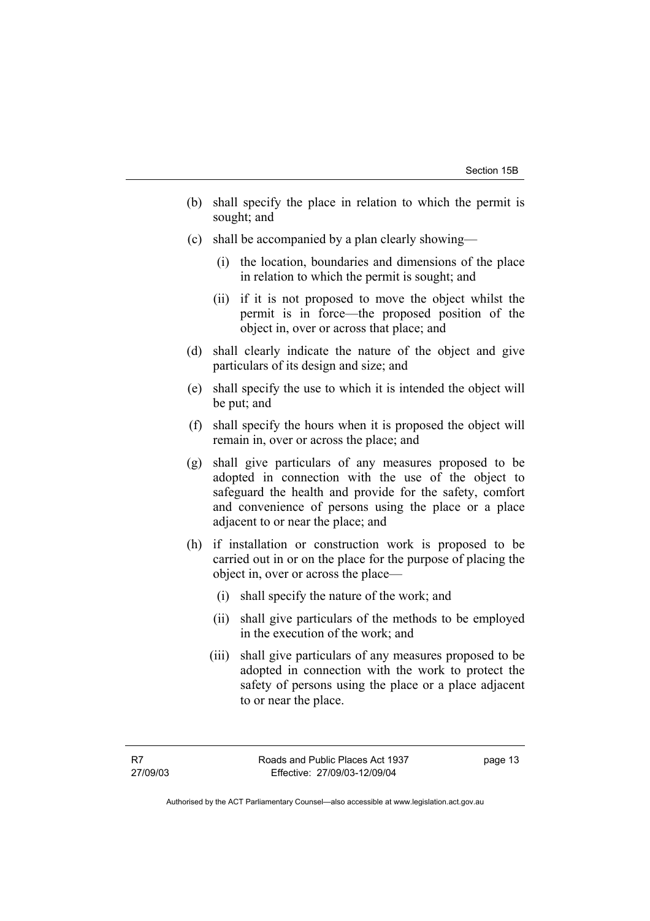(b) shall specify the place in relation to which the permit is sought; and

(c) shall be accompanied by a plan clearly showing—

  (i) the location, boundaries and dimensions of the place in relation to which the permit is sought; and

  (ii) if it is not proposed to move the object whilst the permit is in force—the proposed position of the object in, over or across that place; and

(d) shall clearly indicate the nature of the object and give particulars of its design and size; and

(e) shall specify the use to which it is intended the object will be put; and

(f) shall specify the hours when it is proposed the object will remain in, over or across the place; and

(g) shall give particulars of any measures proposed to be adopted in connection with the use of the object to safeguard the health and provide for the safety, comfort and convenience of persons using the place or a place adjacent to or near the place; and

(h) if installation or construction work is proposed to be carried out in or on the place for the purpose of placing the object in, over or across the place—

  (i) shall specify the nature of the work; and

  (ii) shall give particulars of the methods to be employed in the execution of the work; and

  (iii) shall give particulars of any measures proposed to be adopted in connection with the work to protect the safety of persons using the place or a place adjacent to or near the place.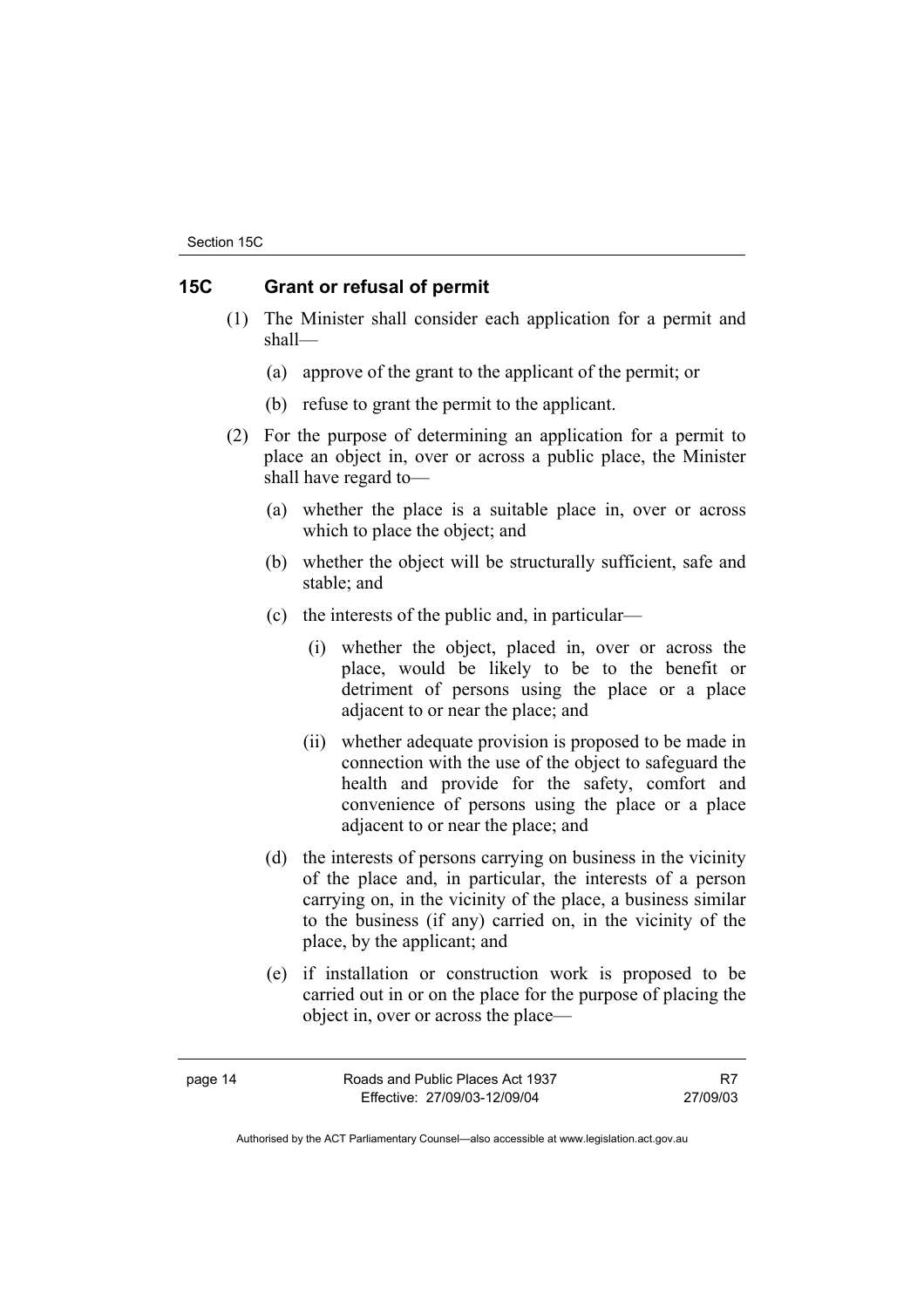## 15C Grant or refusal of permit

(1) The Minister shall consider each application for a permit and shall—

(a) approve of the grant to the applicant of the permit; or

(b) refuse to grant the permit to the applicant.

(2) For the purpose of determining an application for a permit to place an object in, over or across a public place, the Minister shall have regard to—

(a) whether the place is a suitable place in, over or across which to place the object; and

(b) whether the object will be structurally sufficient, safe and stable; and

(c) the interests of the public and, in particular—

(i) whether the object, placed in, over or across the place, would be likely to be to the benefit or detriment of persons using the place or a place adjacent to or near the place; and

(ii) whether adequate provision is proposed to be made in connection with the use of the object to safeguard the health and provide for the safety, comfort and convenience of persons using the place or a place adjacent to or near the place; and

(d) the interests of persons carrying on business in the vicinity of the place and, in particular, the interests of a person carrying on, in the vicinity of the place, a business similar to the business (if any) carried on, in the vicinity of the place, by the applicant; and

(e) if installation or construction work is proposed to be carried out in or on the place for the purpose of placing the object in, over or across the place—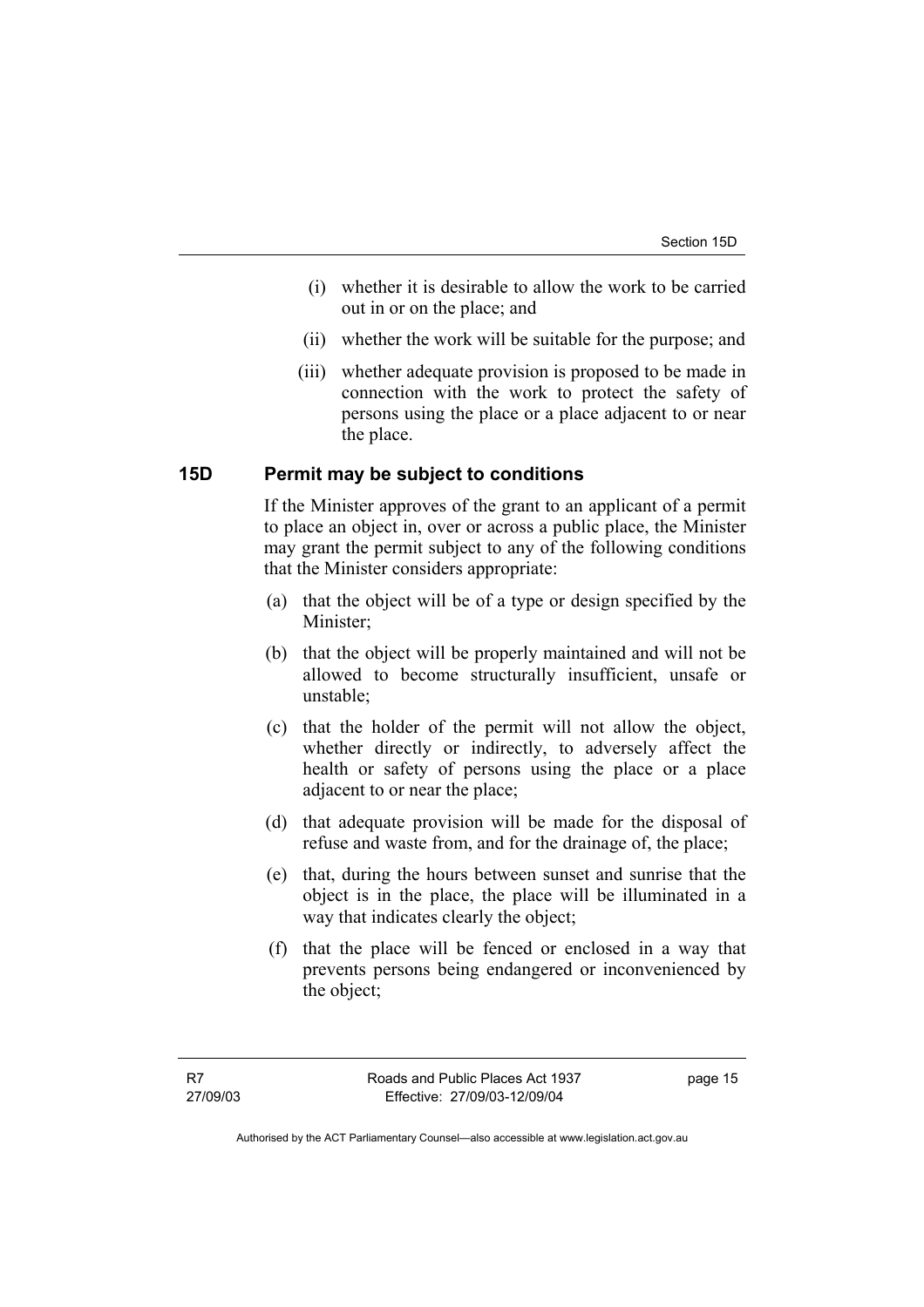(i) whether it is desirable to allow the work to be carried out in or on the place; and

(ii) whether the work will be suitable for the purpose; and

(iii) whether adequate provision is proposed to be made in connection with the work to protect the safety of persons using the place or a place adjacent to or near the place.

## 15D Permit may be subject to conditions

If the Minister approves of the grant to an applicant of a permit to place an object in, over or across a public place, the Minister may grant the permit subject to any of the following conditions that the Minister considers appropriate:

(a) that the object will be of a type or design specified by the Minister;

(b) that the object will be properly maintained and will not be allowed to become structurally insufficient, unsafe or unstable;

(c) that the holder of the permit will not allow the object, whether directly or indirectly, to adversely affect the health or safety of persons using the place or a place adjacent to or near the place;

(d) that adequate provision will be made for the disposal of refuse and waste from, and for the drainage of, the place;

(e) that, during the hours between sunset and sunrise that the object is in the place, the place will be illuminated in a way that indicates clearly the object;

(f) that the place will be fenced or enclosed in a way that prevents persons being endangered or inconvenienced by the object;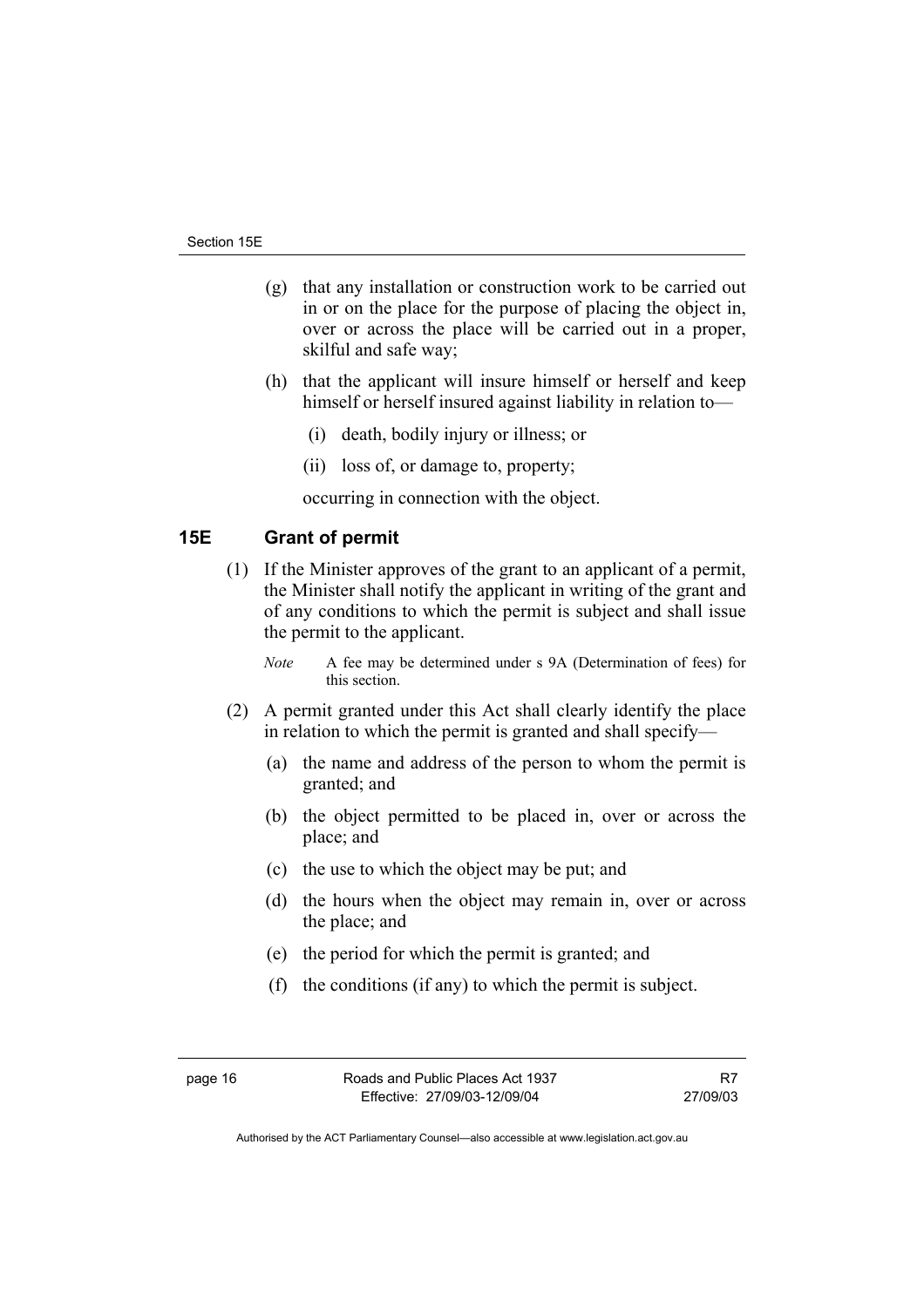(g) that any installation or construction work to be carried out in or on the place for the purpose of placing the object in, over or across the place will be carried out in a proper, skilful and safe way;

(h) that the applicant will insure himself or herself and keep himself or herself insured against liability in relation to—

(i) death, bodily injury or illness; or

(ii) loss of, or damage to, property;

occurring in connection with the object.

## 15E Grant of permit

(1) If the Minister approves of the grant to an applicant of a permit, the Minister shall notify the applicant in writing of the grant and of any conditions to which the permit is subject and shall issue the permit to the applicant.

*Note* A fee may be determined under s 9A (Determination of fees) for this section.

(2) A permit granted under this Act shall clearly identify the place in relation to which the permit is granted and shall specify—

(a) the name and address of the person to whom the permit is granted; and

(b) the object permitted to be placed in, over or across the place; and

(c) the use to which the object may be put; and

(d) the hours when the object may remain in, over or across the place; and

(e) the period for which the permit is granted; and

(f) the conditions (if any) to which the permit is subject.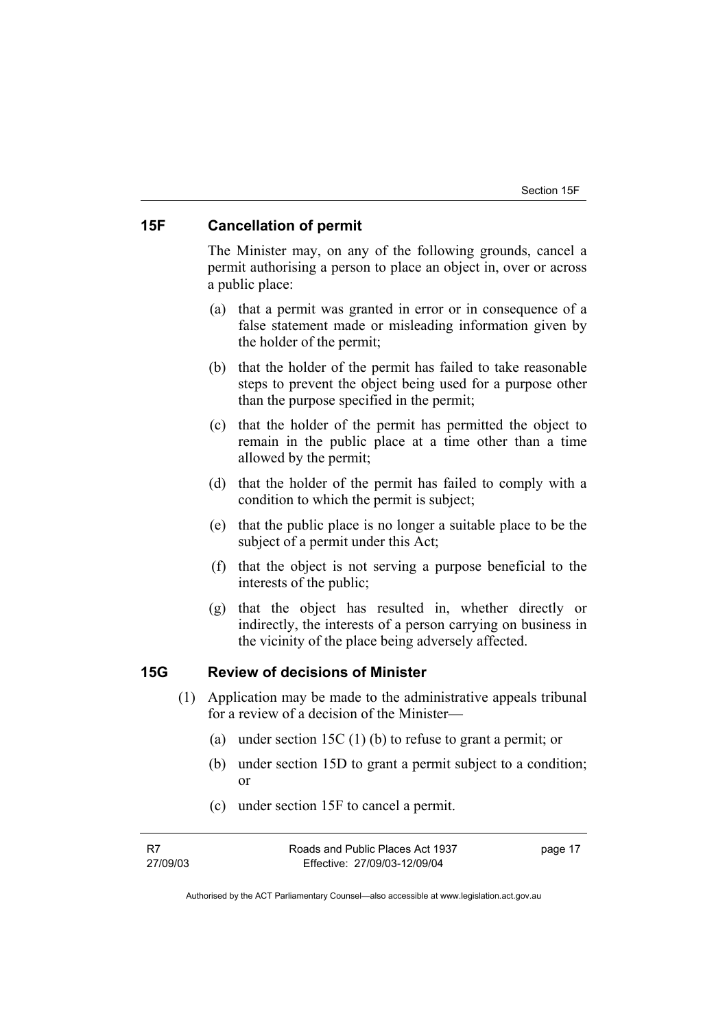## 15F Cancellation of permit

The Minister may, on any of the following grounds, cancel a permit authorising a person to place an object in, over or across a public place:

(a) that a permit was granted in error or in consequence of a false statement made or misleading information given by the holder of the permit;

(b) that the holder of the permit has failed to take reasonable steps to prevent the object being used for a purpose other than the purpose specified in the permit;

(c) that the holder of the permit has permitted the object to remain in the public place at a time other than a time allowed by the permit;

(d) that the holder of the permit has failed to comply with a condition to which the permit is subject;

(e) that the public place is no longer a suitable place to be the subject of a permit under this Act;

(f) that the object is not serving a purpose beneficial to the interests of the public;

(g) that the object has resulted in, whether directly or indirectly, the interests of a person carrying on business in the vicinity of the place being adversely affected.

## 15G Review of decisions of Minister

(1) Application may be made to the administrative appeals tribunal for a review of a decision of the Minister—

(a) under section 15C (1) (b) to refuse to grant a permit; or

(b) under section 15D to grant a permit subject to a condition; or

(c) under section 15F to cancel a permit.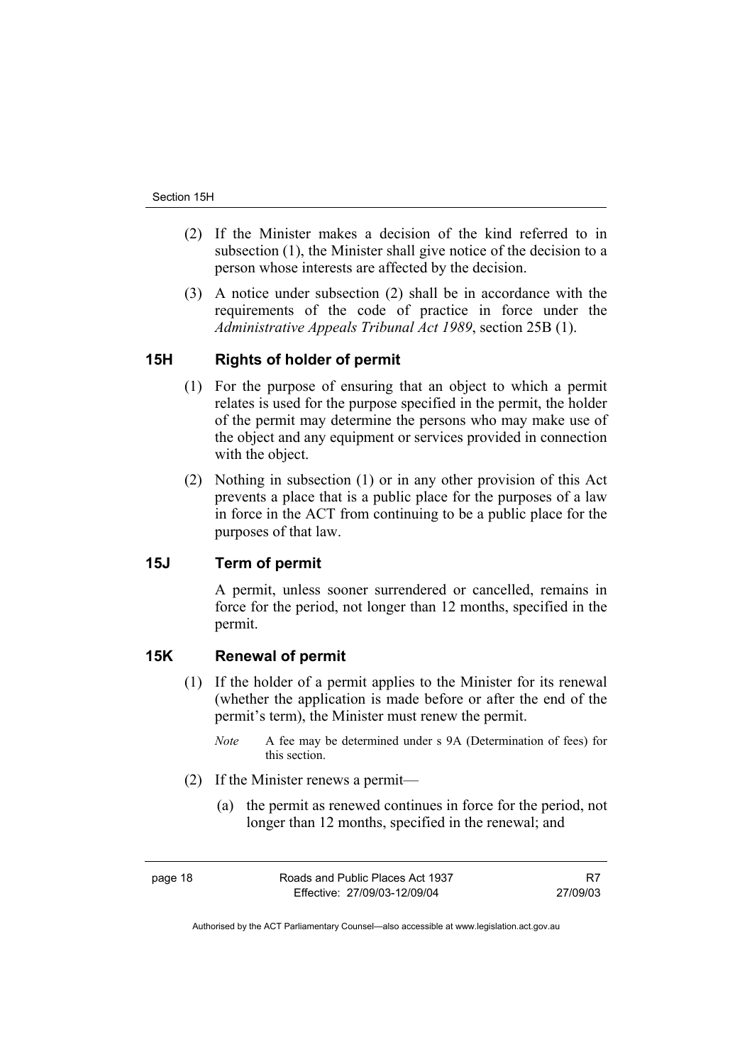(2) If the Minister makes a decision of the kind referred to in subsection (1), the Minister shall give notice of the decision to a person whose interests are affected by the decision.

(3) A notice under subsection (2) shall be in accordance with the requirements of the code of practice in force under the *Administrative Appeals Tribunal Act 1989*, section 25B (1).

## 15H Rights of holder of permit

(1) For the purpose of ensuring that an object to which a permit relates is used for the purpose specified in the permit, the holder of the permit may determine the persons who may make use of the object and any equipment or services provided in connection with the object.

(2) Nothing in subsection (1) or in any other provision of this Act prevents a place that is a public place for the purposes of a law in force in the ACT from continuing to be a public place for the purposes of that law.

## 15J Term of permit

A permit, unless sooner surrendered or cancelled, remains in force for the period, not longer than 12 months, specified in the permit.

## 15K Renewal of permit

(1) If the holder of a permit applies to the Minister for its renewal (whether the application is made before or after the end of the permit's term), the Minister must renew the permit.

*Note* A fee may be determined under s 9A (Determination of fees) for this section.

(2) If the Minister renews a permit—

(a) the permit as renewed continues in force for the period, not longer than 12 months, specified in the renewal; and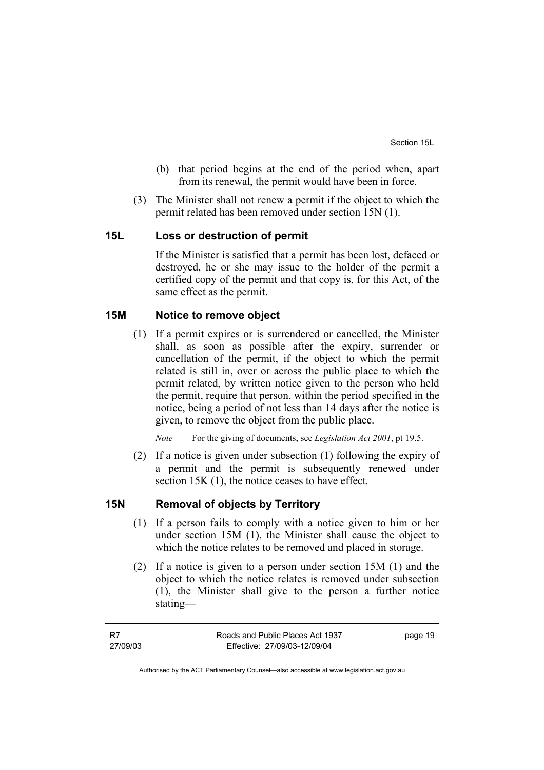(b) that period begins at the end of the period when, apart from its renewal, the permit would have been in force.

(3) The Minister shall not renew a permit if the object to which the permit related has been removed under section 15N (1).

## 15L Loss or destruction of permit

If the Minister is satisfied that a permit has been lost, defaced or destroyed, he or she may issue to the holder of the permit a certified copy of the permit and that copy is, for this Act, of the same effect as the permit.

## 15M Notice to remove object

(1) If a permit expires or is surrendered or cancelled, the Minister shall, as soon as possible after the expiry, surrender or cancellation of the permit, if the object to which the permit related is still in, over or across the public place to which the permit related, by written notice given to the person who held the permit, require that person, within the period specified in the notice, being a period of not less than 14 days after the notice is given, to remove the object from the public place.

*Note* For the giving of documents, see *Legislation Act 2001*, pt 19.5.

(2) If a notice is given under subsection (1) following the expiry of a permit and the permit is subsequently renewed under section 15K (1), the notice ceases to have effect.

## 15N Removal of objects by Territory

(1) If a person fails to comply with a notice given to him or her under section 15M (1), the Minister shall cause the object to which the notice relates to be removed and placed in storage.

(2) If a notice is given to a person under section 15M (1) and the object to which the notice relates is removed under subsection (1), the Minister shall give to the person a further notice stating—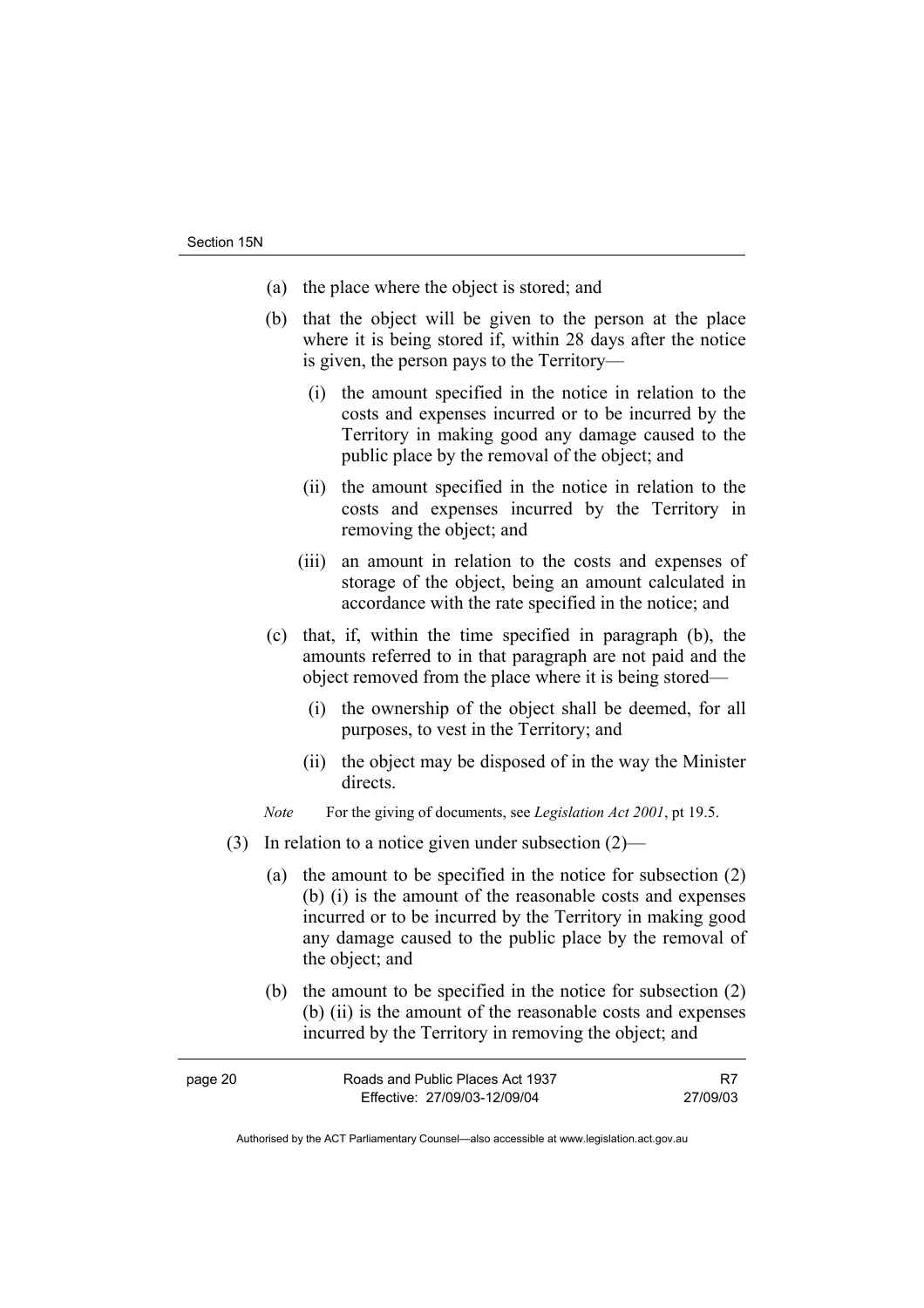- (a) the place where the object is stored; and
- (b) that the object will be given to the person at the place where it is being stored if, within 28 days after the notice is given, the person pays to the Territory—
  - (i) the amount specified in the notice in relation to the costs and expenses incurred or to be incurred by the Territory in making good any damage caused to the public place by the removal of the object; and
  - (ii) the amount specified in the notice in relation to the costs and expenses incurred by the Territory in removing the object; and
  - (iii) an amount in relation to the costs and expenses of storage of the object, being an amount calculated in accordance with the rate specified in the notice; and
- (c) that, if, within the time specified in paragraph (b), the amounts referred to in that paragraph are not paid and the object removed from the place where it is being stored—
  - (i) the ownership of the object shall be deemed, for all purposes, to vest in the Territory; and
  - (ii) the object may be disposed of in the way the Minister directs.

*Note* For the giving of documents, see *Legislation Act 2001*, pt 19.5.

(3) In relation to a notice given under subsection (2)—

- (a) the amount to be specified in the notice for subsection (2) (b) (i) is the amount of the reasonable costs and expenses incurred or to be incurred by the Territory in making good any damage caused to the public place by the removal of the object; and
- (b) the amount to be specified in the notice for subsection (2) (b) (ii) is the amount of the reasonable costs and expenses incurred by the Territory in removing the object; and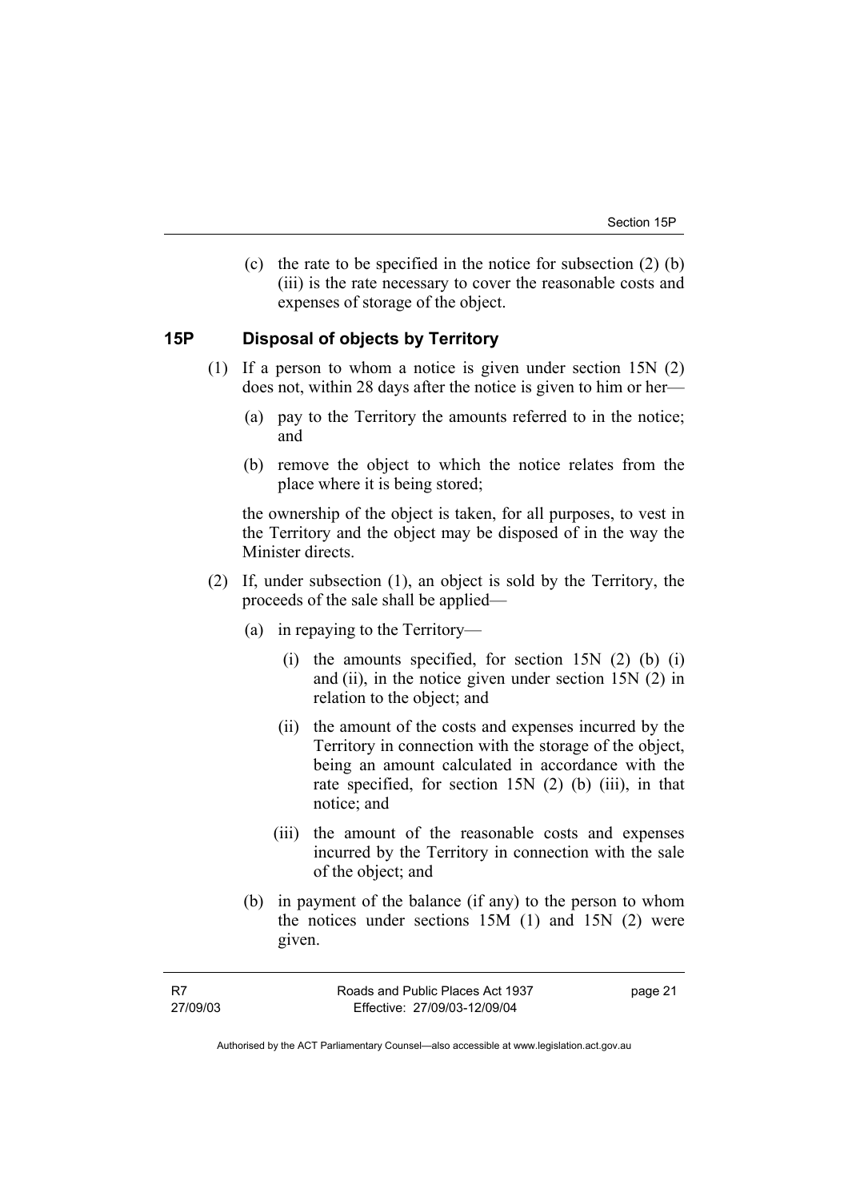(c) the rate to be specified in the notice for subsection (2) (b) (iii) is the rate necessary to cover the reasonable costs and expenses of storage of the object.

## 15P Disposal of objects by Territory

(1) If a person to whom a notice is given under section 15N (2) does not, within 28 days after the notice is given to him or her—

(a) pay to the Territory the amounts referred to in the notice; and

(b) remove the object to which the notice relates from the place where it is being stored;

the ownership of the object is taken, for all purposes, to vest in the Territory and the object may be disposed of in the way the Minister directs.

(2) If, under subsection (1), an object is sold by the Territory, the proceeds of the sale shall be applied—

(a) in repaying to the Territory—

(i) the amounts specified, for section 15N (2) (b) (i) and (ii), in the notice given under section 15N (2) in relation to the object; and

(ii) the amount of the costs and expenses incurred by the Territory in connection with the storage of the object, being an amount calculated in accordance with the rate specified, for section 15N (2) (b) (iii), in that notice; and

(iii) the amount of the reasonable costs and expenses incurred by the Territory in connection with the sale of the object; and

(b) in payment of the balance (if any) to the person to whom the notices under sections 15M (1) and 15N (2) were given.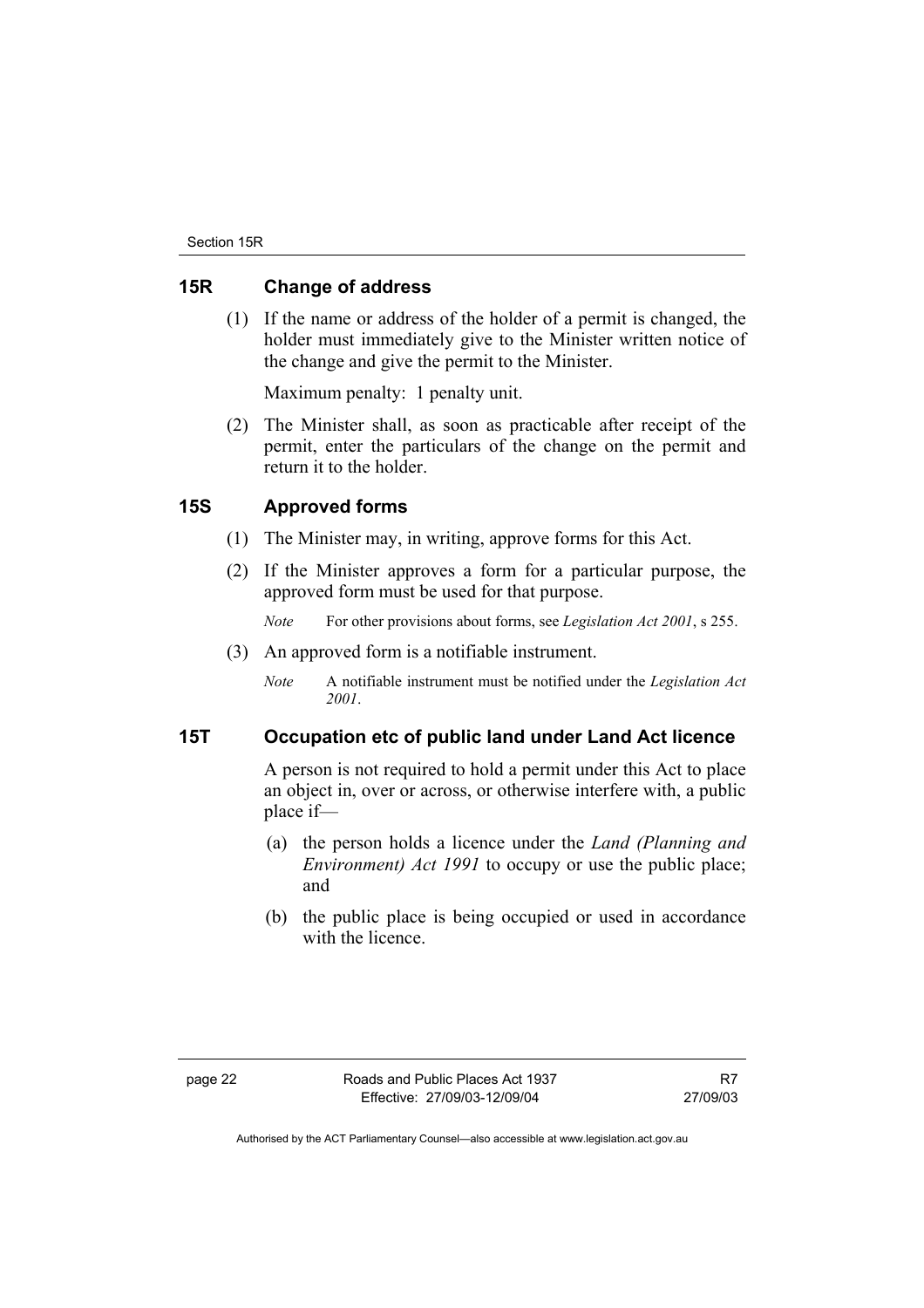## 15R Change of address

(1) If the name or address of the holder of a permit is changed, the holder must immediately give to the Minister written notice of the change and give the permit to the Minister.

Maximum penalty: 1 penalty unit.

(2) The Minister shall, as soon as practicable after receipt of the permit, enter the particulars of the change on the permit and return it to the holder.

## 15S Approved forms

(1) The Minister may, in writing, approve forms for this Act.

(2) If the Minister approves a form for a particular purpose, the approved form must be used for that purpose.

*Note* For other provisions about forms, see *Legislation Act 2001*, s 255.

(3) An approved form is a notifiable instrument.

*Note* A notifiable instrument must be notified under the *Legislation Act 2001*.

## 15T Occupation etc of public land under Land Act licence

A person is not required to hold a permit under this Act to place an object in, over or across, or otherwise interfere with, a public place if—

(a) the person holds a licence under the *Land (Planning and Environment) Act 1991* to occupy or use the public place; and

(b) the public place is being occupied or used in accordance with the licence.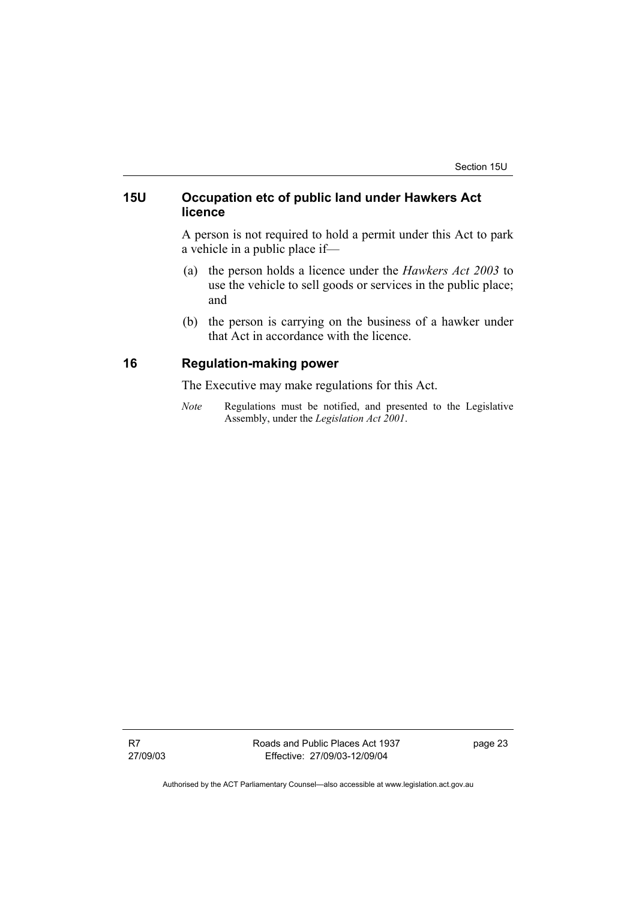## 15U Occupation etc of public land under Hawkers Act licence

A person is not required to hold a permit under this Act to park a vehicle in a public place if—

(a) the person holds a licence under the *Hawkers Act 2003* to use the vehicle to sell goods or services in the public place; and

(b) the person is carrying on the business of a hawker under that Act in accordance with the licence.

## 16 Regulation-making power

The Executive may make regulations for this Act.

*Note* Regulations must be notified, and presented to the Legislative Assembly, under the *Legislation Act 2001*.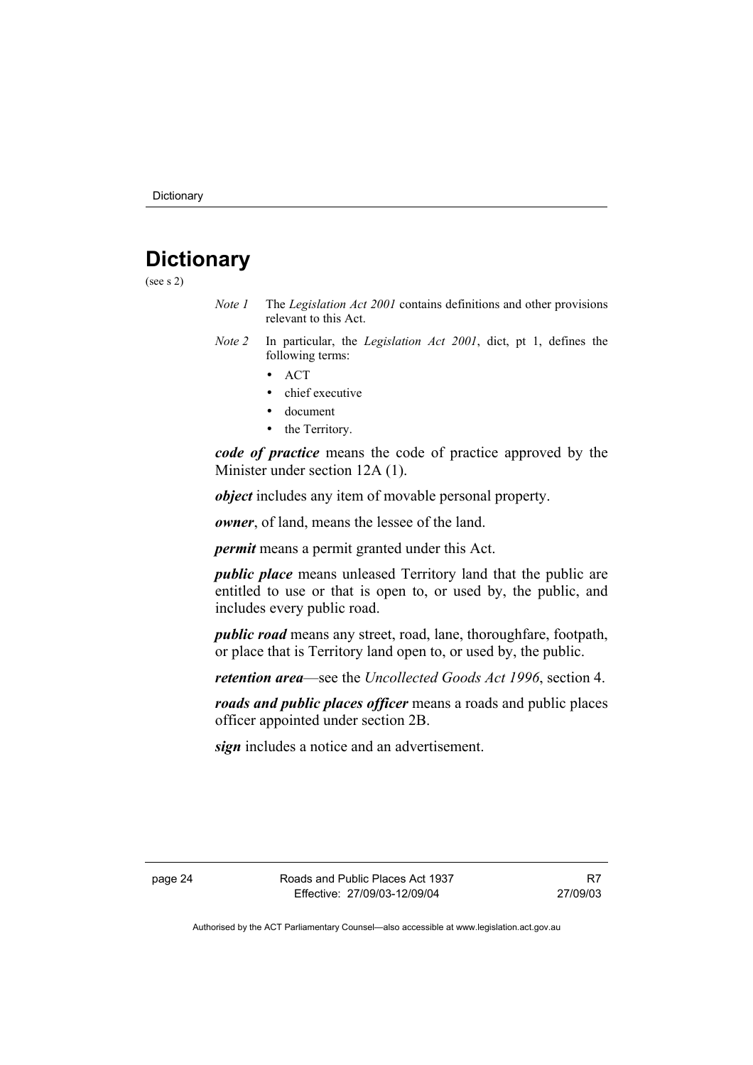# Dictionary

(see s 2)

*Note 1* The *Legislation Act 2001* contains definitions and other provisions relevant to this Act.

*Note 2* In particular, the *Legislation Act 2001*, dict, pt 1, defines the following terms:

- ACT
- chief executive
- document
- the Territory.

***code of practice*** means the code of practice approved by the Minister under section 12A (1).

***object*** includes any item of movable personal property.

***owner***, of land, means the lessee of the land.

***permit*** means a permit granted under this Act.

***public place*** means unleased Territory land that the public are entitled to use or that is open to, or used by, the public, and includes every public road.

***public road*** means any street, road, lane, thoroughfare, footpath, or place that is Territory land open to, or used by, the public.

***retention area***—see the *Uncollected Goods Act 1996*, section 4.

***roads and public places officer*** means a roads and public places officer appointed under section 2B.

***sign*** includes a notice and an advertisement.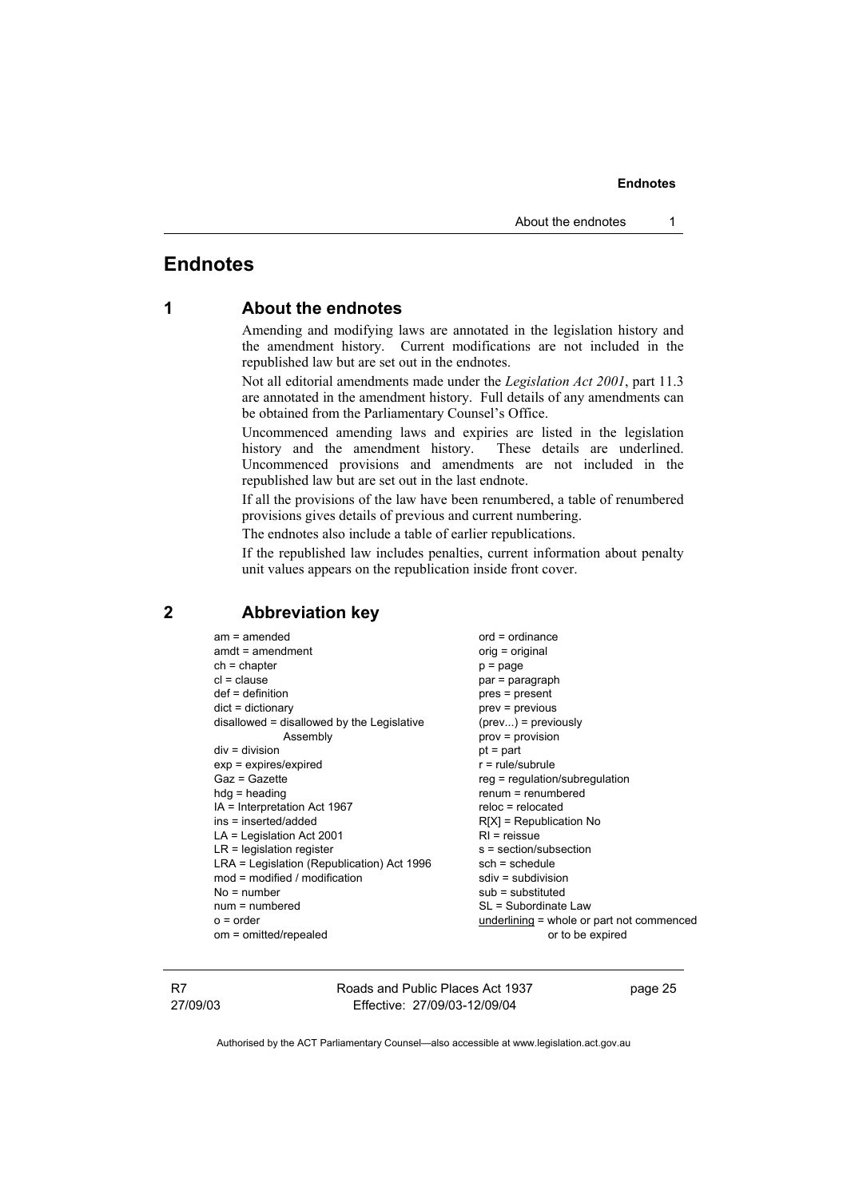# Endnotes

## 1 About the endnotes

Amending and modifying laws are annotated in the legislation history and the amendment history. Current modifications are not included in the republished law but are set out in the endnotes.

Not all editorial amendments made under the *Legislation Act 2001*, part 11.3 are annotated in the amendment history. Full details of any amendments can be obtained from the Parliamentary Counsel's Office.

Uncommenced amending laws and expiries are listed in the legislation history and the amendment history. These details are underlined. Uncommenced provisions and amendments are not included in the republished law but are set out in the last endnote.

If all the provisions of the law have been renumbered, a table of renumbered provisions gives details of previous and current numbering.

The endnotes also include a table of earlier republications.

If the republished law includes penalties, current information about penalty unit values appears on the republication inside front cover.

## 2 Abbreviation key

am = amended
amdt = amendment
ch = chapter
cl = clause
def = definition
dict = dictionary
disallowed = disallowed by the Legislative Assembly
div = division
exp = expires/expired
Gaz = Gazette
hdg = heading
IA = Interpretation Act 1967
ins = inserted/added
LA = Legislation Act 2001
LR = legislation register
LRA = Legislation (Republication) Act 1996
mod = modified / modification
No = number
num = numbered
o = order
om = omitted/repealed
ord = ordinance
orig = original
p = page
par = paragraph
pres = present
prev = previous
(prev...) = previously
prov = provision
pt = part
r = rule/subrule
reg = regulation/subregulation
renum = renumbered
reloc = relocated
R[X] = Republication No
RI = reissue
s = section/subsection
sch = schedule
sdiv = subdivision
sub = substituted
SL = Subordinate Law
<u>underlining</u> = whole or part not commenced or to be expired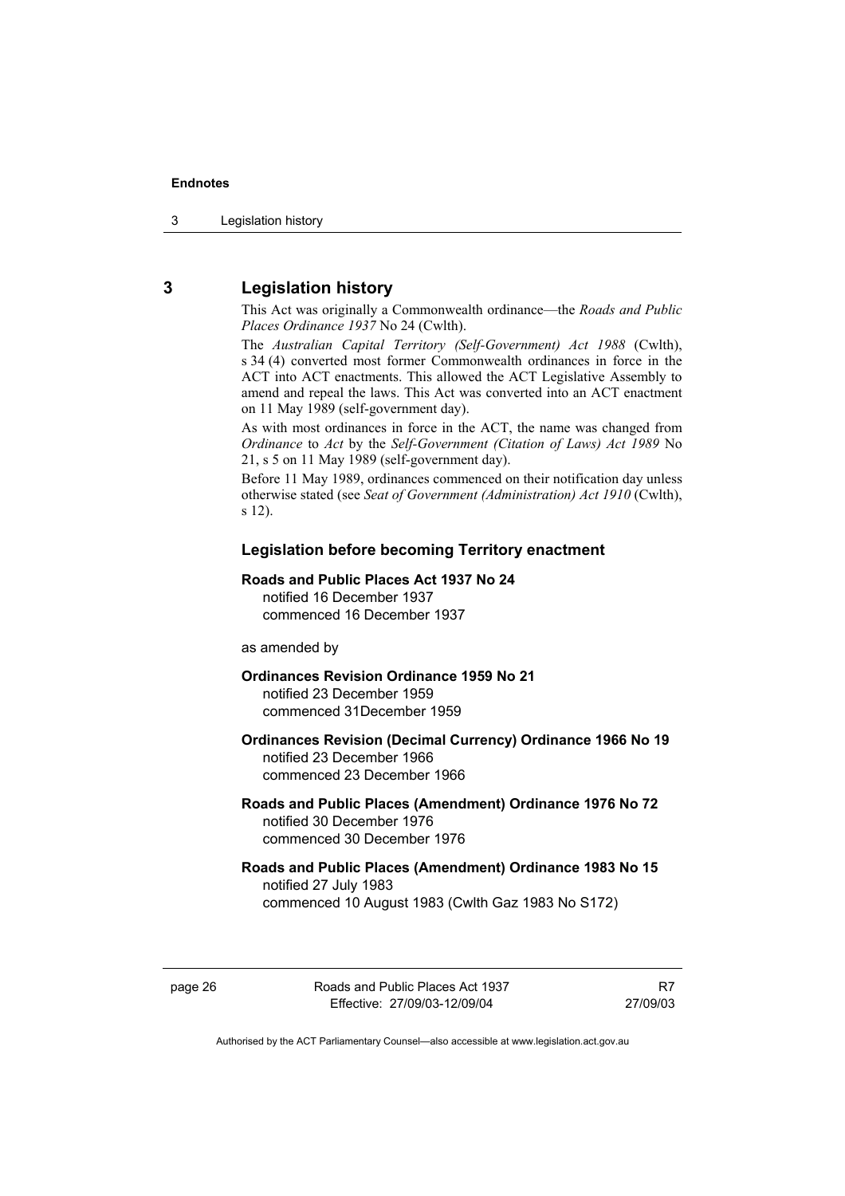## 3 Legislation history

This Act was originally a Commonwealth ordinance—the *Roads and Public Places Ordinance 1937* No 24 (Cwlth).

The *Australian Capital Territory (Self-Government) Act 1988* (Cwlth), s 34 (4) converted most former Commonwealth ordinances in force in the ACT into ACT enactments. This allowed the ACT Legislative Assembly to amend and repeal the laws. This Act was converted into an ACT enactment on 11 May 1989 (self-government day).

As with most ordinances in force in the ACT, the name was changed from *Ordinance* to *Act* by the *Self-Government (Citation of Laws) Act 1989* No 21, s 5 on 11 May 1989 (self-government day).

Before 11 May 1989, ordinances commenced on their notification day unless otherwise stated (see *Seat of Government (Administration) Act 1910* (Cwlth), s 12).

### Legislation before becoming Territory enactment

**Roads and Public Places Act 1937 No 24**
notified 16 December 1937
commenced 16 December 1937

as amended by

**Ordinances Revision Ordinance 1959 No 21**
notified 23 December 1959
commenced 31December 1959

**Ordinances Revision (Decimal Currency) Ordinance 1966 No 19**
notified 23 December 1966
commenced 23 December 1966

**Roads and Public Places (Amendment) Ordinance 1976 No 72**
notified 30 December 1976
commenced 30 December 1976

**Roads and Public Places (Amendment) Ordinance 1983 No 15**
notified 27 July 1983
commenced 10 August 1983 (Cwlth Gaz 1983 No S172)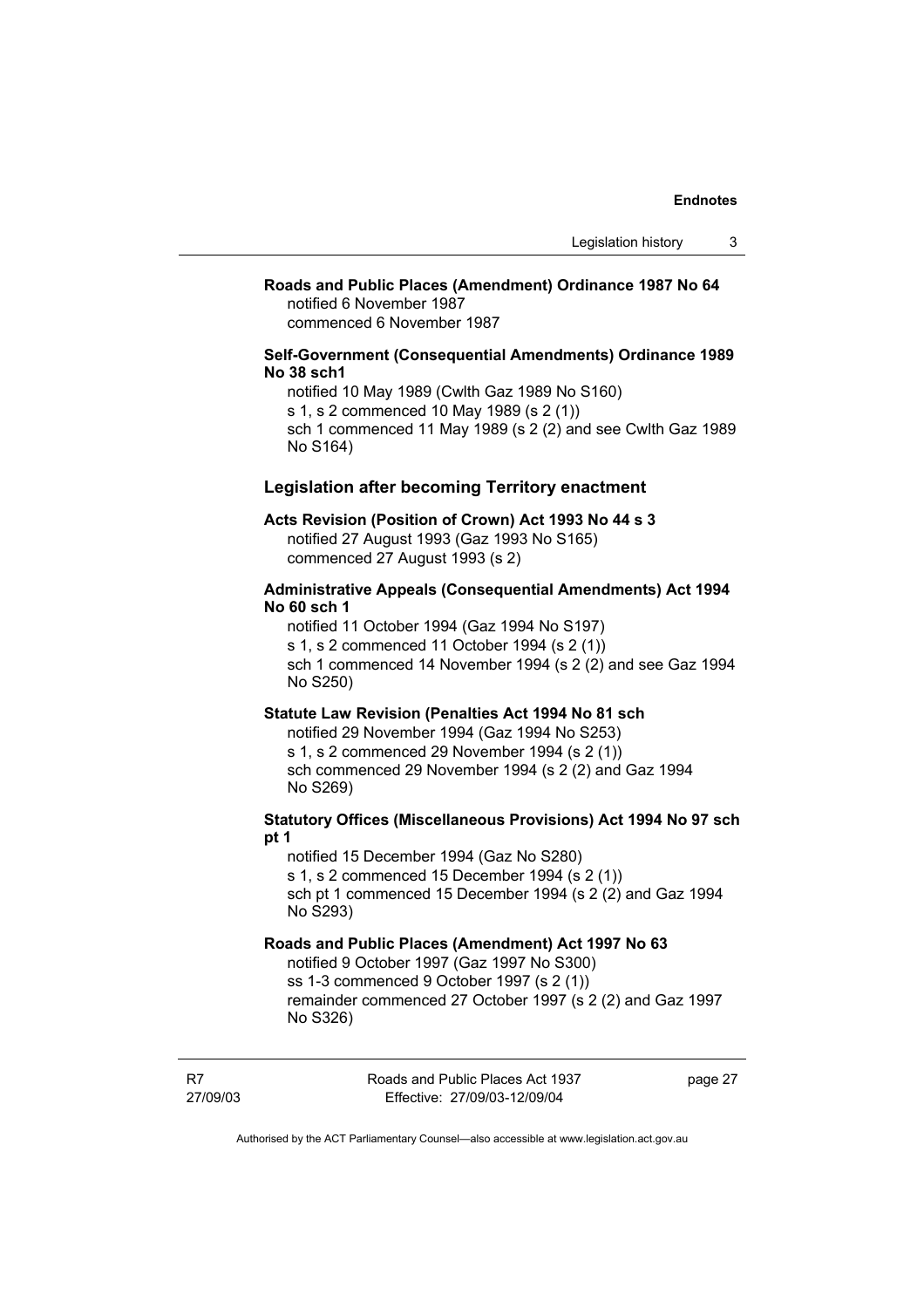**Roads and Public Places (Amendment) Ordinance 1987 No 64**

notified 6 November 1987

commenced 6 November 1987

**Self-Government (Consequential Amendments) Ordinance 1989 No 38 sch1**

notified 10 May 1989 (Cwlth Gaz 1989 No S160)

s 1, s 2 commenced 10 May 1989 (s 2 (1))

sch 1 commenced 11 May 1989 (s 2 (2) and see Cwlth Gaz 1989 No S164)

## Legislation after becoming Territory enactment

**Acts Revision (Position of Crown) Act 1993 No 44 s 3**

notified 27 August 1993 (Gaz 1993 No S165)

commenced 27 August 1993 (s 2)

**Administrative Appeals (Consequential Amendments) Act 1994 No 60 sch 1**

notified 11 October 1994 (Gaz 1994 No S197)

s 1, s 2 commenced 11 October 1994 (s 2 (1))

sch 1 commenced 14 November 1994 (s 2 (2) and see Gaz 1994 No S250)

**Statute Law Revision (Penalties Act 1994 No 81 sch**

notified 29 November 1994 (Gaz 1994 No S253)

s 1, s 2 commenced 29 November 1994 (s 2 (1))

sch commenced 29 November 1994 (s 2 (2) and Gaz 1994 No S269)

**Statutory Offices (Miscellaneous Provisions) Act 1994 No 97 sch pt 1**

notified 15 December 1994 (Gaz No S280)

s 1, s 2 commenced 15 December 1994 (s 2 (1))

sch pt 1 commenced 15 December 1994 (s 2 (2) and Gaz 1994 No S293)

**Roads and Public Places (Amendment) Act 1997 No 63**

notified 9 October 1997 (Gaz 1997 No S300)

ss 1-3 commenced 9 October 1997 (s 2 (1))

remainder commenced 27 October 1997 (s 2 (2) and Gaz 1997 No S326)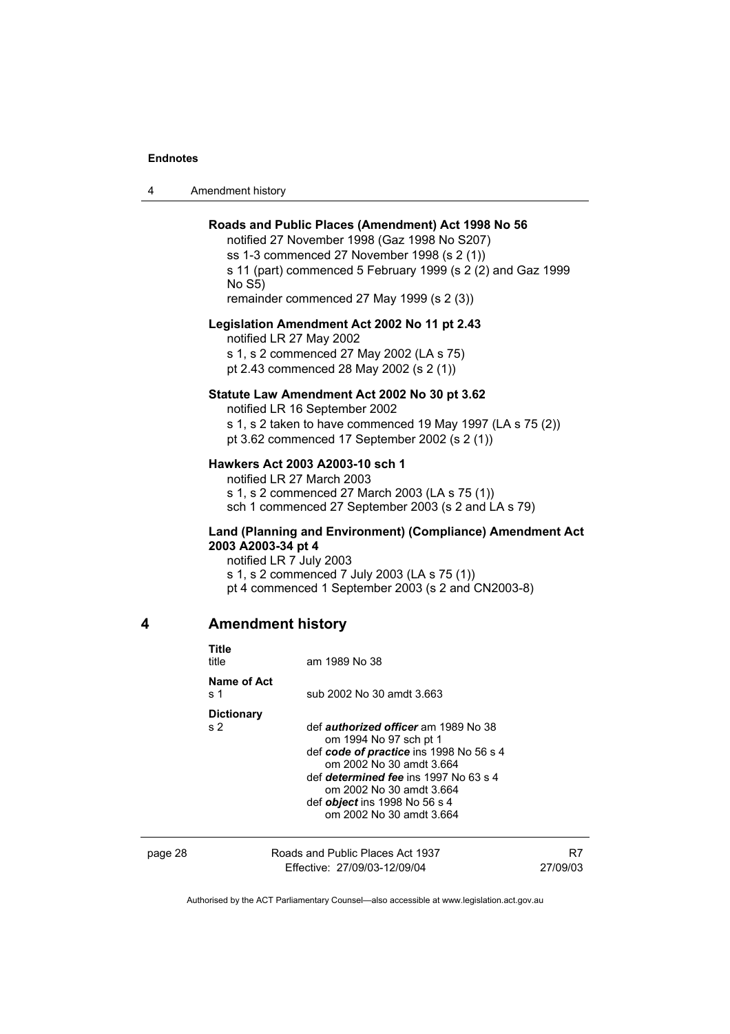**Roads and Public Places (Amendment) Act 1998 No 56**

notified 27 November 1998 (Gaz 1998 No S207)
ss 1-3 commenced 27 November 1998 (s 2 (1))
s 11 (part) commenced 5 February 1999 (s 2 (2) and Gaz 1999 No S5)
remainder commenced 27 May 1999 (s 2 (3))

**Legislation Amendment Act 2002 No 11 pt 2.43**

notified LR 27 May 2002
s 1, s 2 commenced 27 May 2002 (LA s 75)
pt 2.43 commenced 28 May 2002 (s 2 (1))

**Statute Law Amendment Act 2002 No 30 pt 3.62**

notified LR 16 September 2002
s 1, s 2 taken to have commenced 19 May 1997 (LA s 75 (2))
pt 3.62 commenced 17 September 2002 (s 2 (1))

**Hawkers Act 2003 A2003-10 sch 1**

notified LR 27 March 2003
s 1, s 2 commenced 27 March 2003 (LA s 75 (1))
sch 1 commenced 27 September 2003 (s 2 and LA s 79)

**Land (Planning and Environment) (Compliance) Amendment Act 2003 A2003-34 pt 4**

notified LR 7 July 2003
s 1, s 2 commenced 7 July 2003 (LA s 75 (1))
pt 4 commenced 1 September 2003 (s 2 and CN2003-8)

## 4 Amendment history

**Title**
title — am 1989 No 38

**Name of Act**
s 1 — sub 2002 No 30 amdt 3.663

**Dictionary**
s 2 — def ***authorized officer*** am 1989 No 38
om 1994 No 97 sch pt 1
def ***code of practice*** ins 1998 No 56 s 4
om 2002 No 30 amdt 3.664
def ***determined fee*** ins 1997 No 63 s 4
om 2002 No 30 amdt 3.664
def ***object*** ins 1998 No 56 s 4
om 2002 No 30 amdt 3.664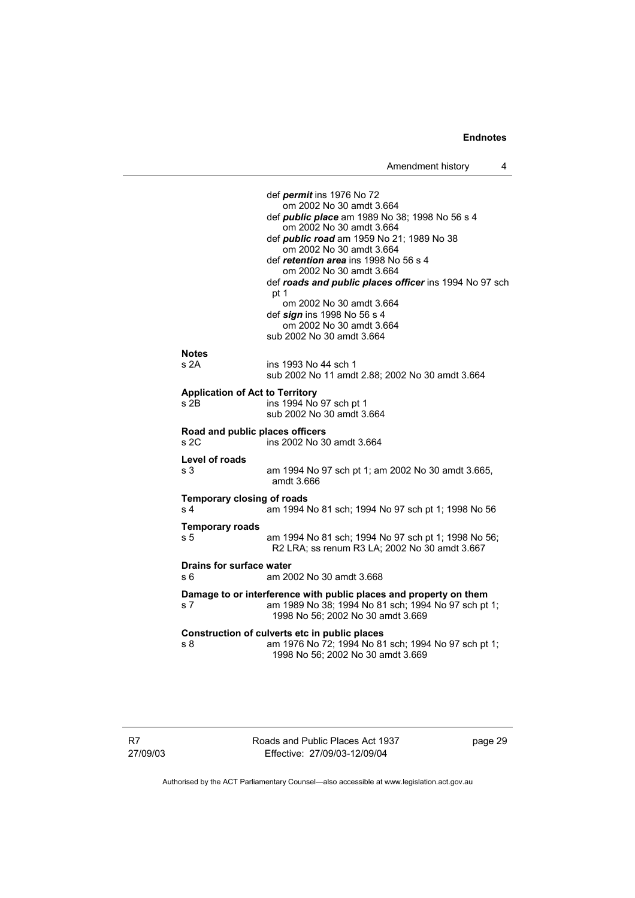def ***permit*** ins 1976 No 72
om 2002 No 30 amdt 3.664
def ***public place*** am 1989 No 38; 1998 No 56 s 4
om 2002 No 30 amdt 3.664
def ***public road*** am 1959 No 21; 1989 No 38
om 2002 No 30 amdt 3.664
def ***retention area*** ins 1998 No 56 s 4
om 2002 No 30 amdt 3.664
def ***roads and public places officer*** ins 1994 No 97 sch pt 1
om 2002 No 30 amdt 3.664
def ***sign*** ins 1998 No 56 s 4
om 2002 No 30 amdt 3.664
sub 2002 No 30 amdt 3.664

**Notes**
s 2A ins 1993 No 44 sch 1
sub 2002 No 11 amdt 2.88; 2002 No 30 amdt 3.664

**Application of Act to Territory**
s 2B ins 1994 No 97 sch pt 1
sub 2002 No 30 amdt 3.664

**Road and public places officers**
s 2C ins 2002 No 30 amdt 3.664

**Level of roads**
s 3 am 1994 No 97 sch pt 1; am 2002 No 30 amdt 3.665, amdt 3.666

**Temporary closing of roads**
s 4 am 1994 No 81 sch; 1994 No 97 sch pt 1; 1998 No 56

**Temporary roads**
s 5 am 1994 No 81 sch; 1994 No 97 sch pt 1; 1998 No 56; R2 LRA; ss renum R3 LA; 2002 No 30 amdt 3.667

**Drains for surface water**
s 6 am 2002 No 30 amdt 3.668

**Damage to or interference with public places and property on them**
s 7 am 1989 No 38; 1994 No 81 sch; 1994 No 97 sch pt 1; 1998 No 56; 2002 No 30 amdt 3.669

**Construction of culverts etc in public places**
s 8 am 1976 No 72; 1994 No 81 sch; 1994 No 97 sch pt 1; 1998 No 56; 2002 No 30 amdt 3.669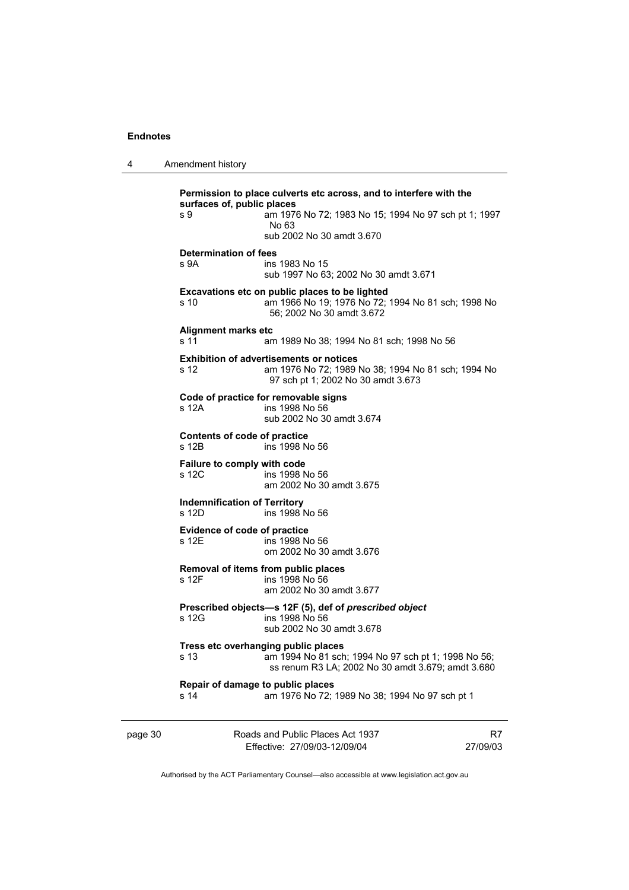**Permission to place culverts etc across, and to interfere with the surfaces of, public places**
s 9 am 1976 No 72; 1983 No 15; 1994 No 97 sch pt 1; 1997 No 63
sub 2002 No 30 amdt 3.670

**Determination of fees**
s 9A ins 1983 No 15
sub 1997 No 63; 2002 No 30 amdt 3.671

**Excavations etc on public places to be lighted**
s 10 am 1966 No 19; 1976 No 72; 1994 No 81 sch; 1998 No 56; 2002 No 30 amdt 3.672

**Alignment marks etc**
s 11 am 1989 No 38; 1994 No 81 sch; 1998 No 56

**Exhibition of advertisements or notices**
s 12 am 1976 No 72; 1989 No 38; 1994 No 81 sch; 1994 No 97 sch pt 1; 2002 No 30 amdt 3.673

**Code of practice for removable signs**
s 12A ins 1998 No 56
sub 2002 No 30 amdt 3.674

**Contents of code of practice**
s 12B ins 1998 No 56

**Failure to comply with code**
s 12C ins 1998 No 56
am 2002 No 30 amdt 3.675

**Indemnification of Territory**
s 12D ins 1998 No 56

**Evidence of code of practice**
s 12E ins 1998 No 56
om 2002 No 30 amdt 3.676

**Removal of items from public places**
s 12F ins 1998 No 56
am 2002 No 30 amdt 3.677

**Prescribed objects—s 12F (5), def of *prescribed object***
s 12G ins 1998 No 56
sub 2002 No 30 amdt 3.678

**Tress etc overhanging public places**
s 13 am 1994 No 81 sch; 1994 No 97 sch pt 1; 1998 No 56; ss renum R3 LA; 2002 No 30 amdt 3.679; amdt 3.680

**Repair of damage to public places**
s 14 am 1976 No 72; 1989 No 38; 1994 No 97 sch pt 1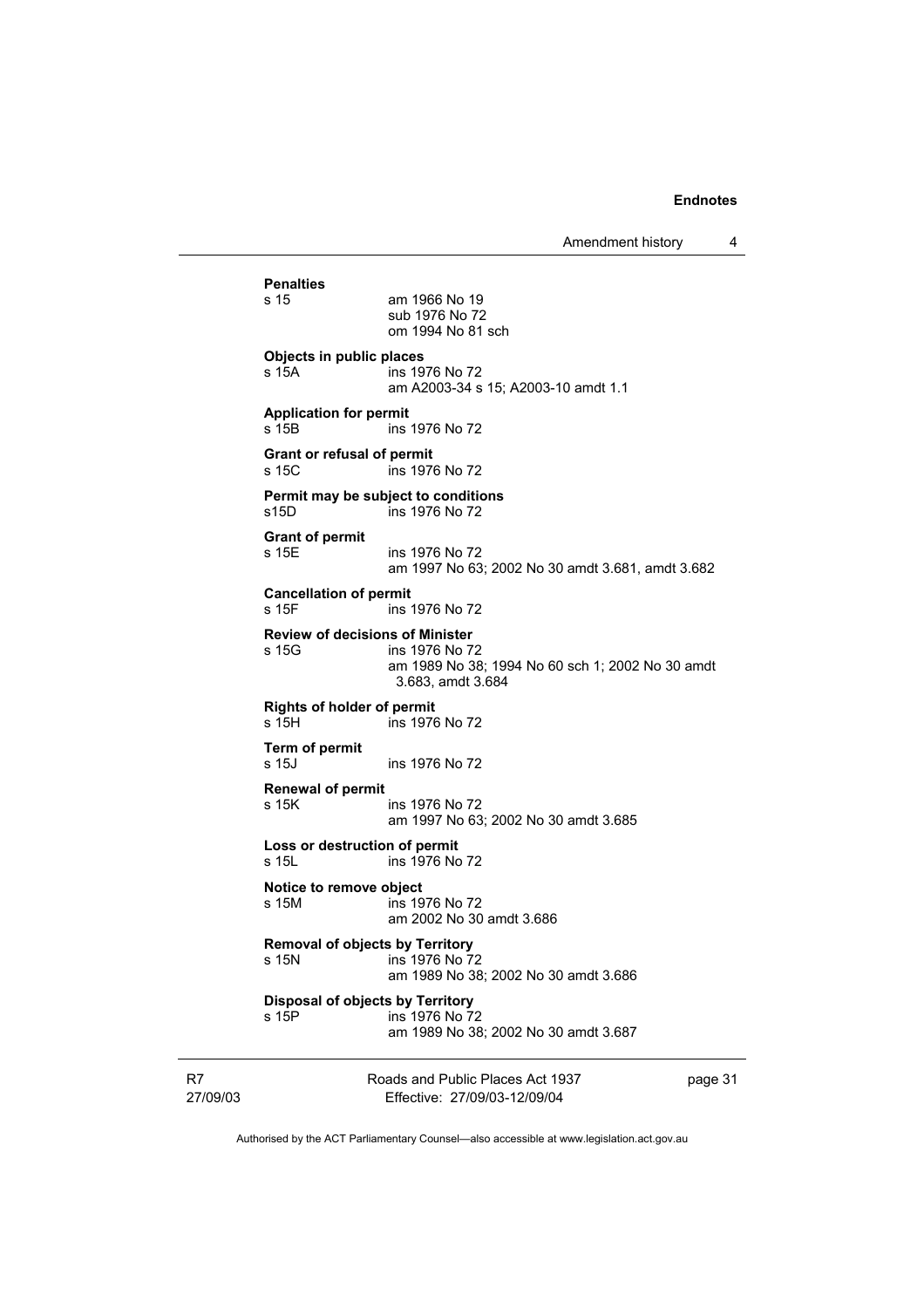**Penalties**

s 15 am 1966 No 19
sub 1976 No 72
om 1994 No 81 sch

**Objects in public places**

s 15A ins 1976 No 72
am A2003-34 s 15; A2003-10 amdt 1.1

**Application for permit**

s 15B ins 1976 No 72

**Grant or refusal of permit**

s 15C ins 1976 No 72

**Permit may be subject to conditions**

s15D ins 1976 No 72

**Grant of permit**

s 15E ins 1976 No 72
am 1997 No 63; 2002 No 30 amdt 3.681, amdt 3.682

**Cancellation of permit**

s 15F ins 1976 No 72

**Review of decisions of Minister**

s 15G ins 1976 No 72
am 1989 No 38; 1994 No 60 sch 1; 2002 No 30 amdt 3.683, amdt 3.684

**Rights of holder of permit**

s 15H ins 1976 No 72

**Term of permit**

s 15J ins 1976 No 72

**Renewal of permit**

s 15K ins 1976 No 72
am 1997 No 63; 2002 No 30 amdt 3.685

**Loss or destruction of permit**

s 15L ins 1976 No 72

**Notice to remove object**

s 15M ins 1976 No 72
am 2002 No 30 amdt 3.686

**Removal of objects by Territory**

s 15N ins 1976 No 72
am 1989 No 38; 2002 No 30 amdt 3.686

**Disposal of objects by Territory**

s 15P ins 1976 No 72
am 1989 No 38; 2002 No 30 amdt 3.687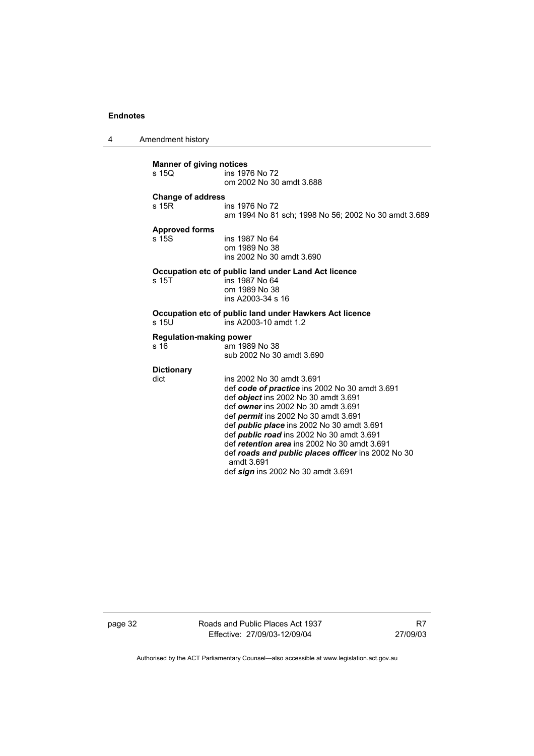**Manner of giving notices**

s 15Q ins 1976 No 72
om 2002 No 30 amdt 3.688

**Change of address**

s 15R ins 1976 No 72
am 1994 No 81 sch; 1998 No 56; 2002 No 30 amdt 3.689

**Approved forms**

s 15S ins 1987 No 64
om 1989 No 38
ins 2002 No 30 amdt 3.690

**Occupation etc of public land under Land Act licence**

s 15T ins 1987 No 64
om 1989 No 38
ins A2003-34 s 16

**Occupation etc of public land under Hawkers Act licence**

s 15U ins A2003-10 amdt 1.2

**Regulation-making power**

s 16 am 1989 No 38
sub 2002 No 30 amdt 3.690

**Dictionary**

dict ins 2002 No 30 amdt 3.691
def ***code of practice*** ins 2002 No 30 amdt 3.691
def ***object*** ins 2002 No 30 amdt 3.691
def ***owner*** ins 2002 No 30 amdt 3.691
def ***permit*** ins 2002 No 30 amdt 3.691
def ***public place*** ins 2002 No 30 amdt 3.691
def ***public road*** ins 2002 No 30 amdt 3.691
def ***retention area*** ins 2002 No 30 amdt 3.691
def ***roads and public places officer*** ins 2002 No 30 amdt 3.691
def ***sign*** ins 2002 No 30 amdt 3.691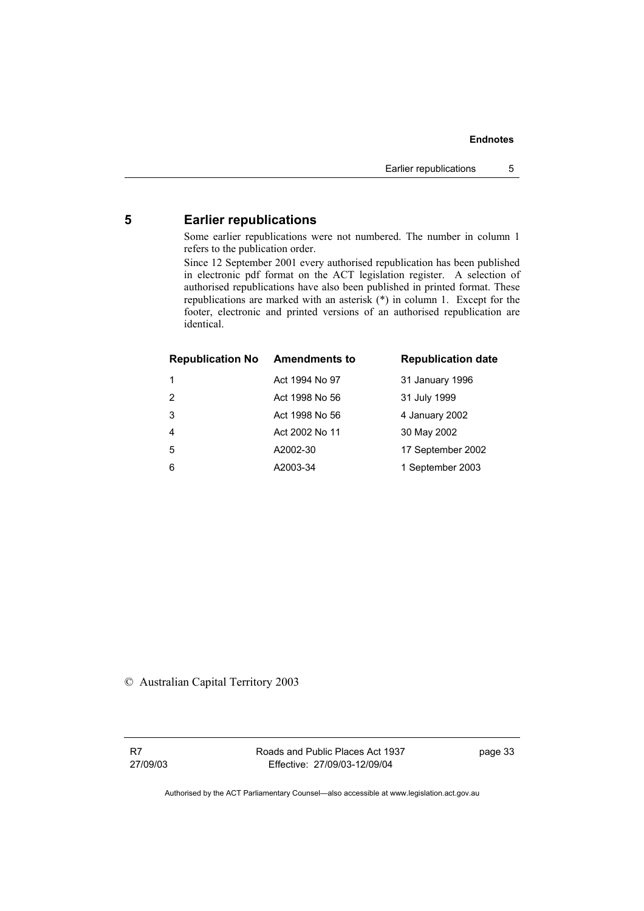## 5 Earlier republications

Some earlier republications were not numbered. The number in column 1 refers to the publication order.

Since 12 September 2001 every authorised republication has been published in electronic pdf format on the ACT legislation register. A selection of authorised republications have also been published in printed format. These republications are marked with an asterisk (*) in column 1. Except for the footer, electronic and printed versions of an authorised republication are identical.

| Republication No | Amendments to | Republication date |
|---|---|---|
| 1 | Act 1994 No 97 | 31 January 1996 |
| 2 | Act 1998 No 56 | 31 July 1999 |
| 3 | Act 1998 No 56 | 4 January 2002 |
| 4 | Act 2002 No 11 | 30 May 2002 |
| 5 | A2002-30 | 17 September 2002 |
| 6 | A2003-34 | 1 September 2003 |

© Australian Capital Territory 2003